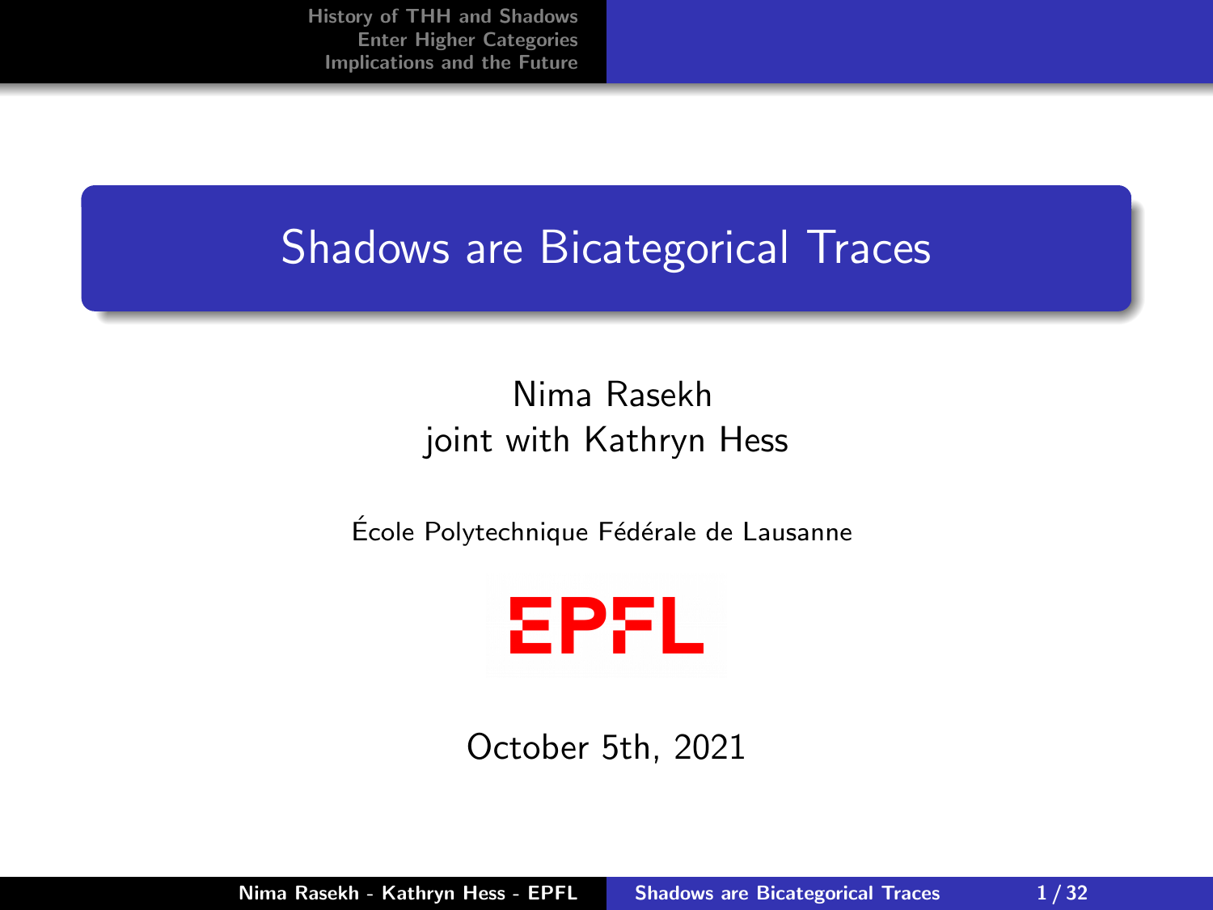# Shadows are Bicategorical Traces

Nima Rasekh
joint with Kathryn Hess

École Polytechnique Fédérale de Lausanne

EPFL

October 5th, 2021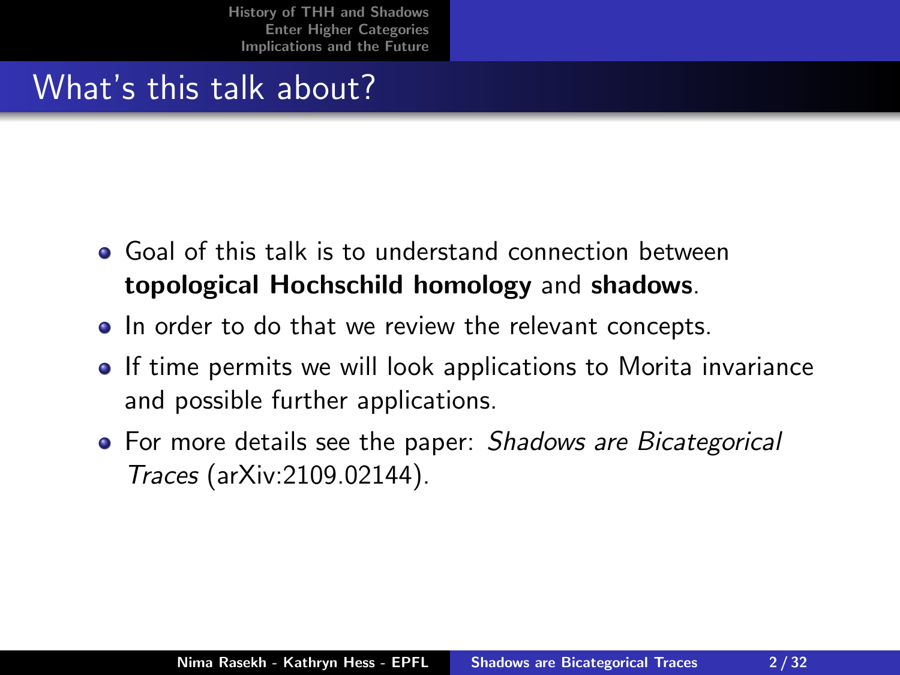# What's this talk about?

- Goal of this talk is to understand connection between **topological Hochschild homology** and **shadows**.
- In order to do that we review the relevant concepts.
- If time permits we will look applications to Morita invariance and possible further applications.
- For more details see the paper: *Shadows are Bicategorical Traces* (arXiv:2109.02144).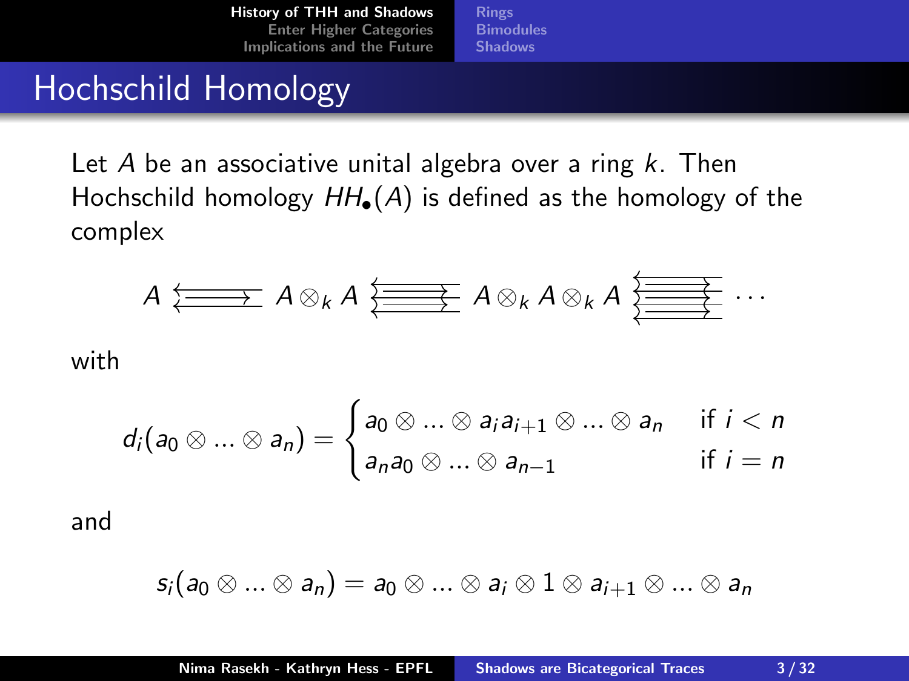# Hochschild Homology

Let $A$ be an associative unital algebra over a ring $k$. Then Hochschild homology $HH_\bullet(A)$ is defined as the homology of the complex

$$A \leftleftarrows A \otimes_k A \; \substack{\leftarrow\\ \leftarrow \\ \leftarrow} \; A \otimes_k A \otimes_k A \; \substack{\leftarrow\\ \leftarrow \\ \leftarrow \\ \leftarrow} \; \cdots$$

with

$$d_i(a_0 \otimes \ldots \otimes a_n) = \begin{cases} a_0 \otimes \ldots \otimes a_i a_{i+1} \otimes \ldots \otimes a_n & \text{if } i < n \\ a_n a_0 \otimes \ldots \otimes a_{n-1} & \text{if } i = n \end{cases}$$

and

$$s_i(a_0 \otimes \ldots \otimes a_n) = a_0 \otimes \ldots \otimes a_i \otimes 1 \otimes a_{i+1} \otimes \ldots \otimes a_n$$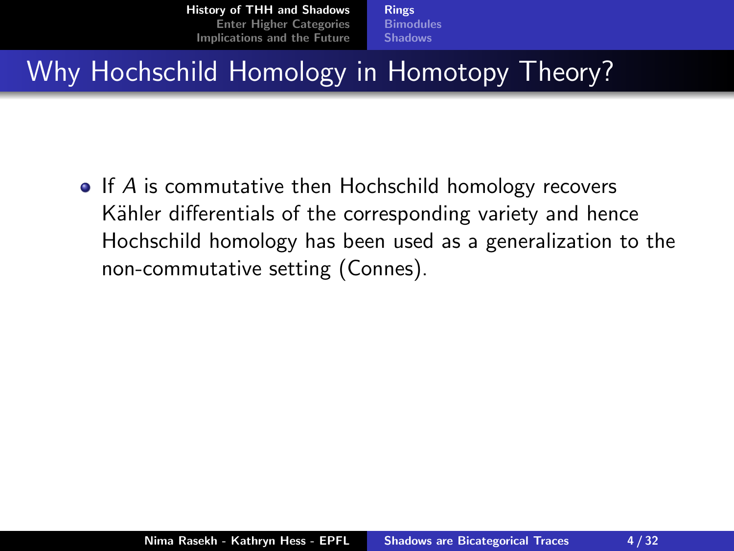# Why Hochschild Homology in Homotopy Theory?

- If $A$ is commutative then Hochschild homology recovers Kähler differentials of the corresponding variety and hence Hochschild homology has been used as a generalization to the non-commutative setting (Connes).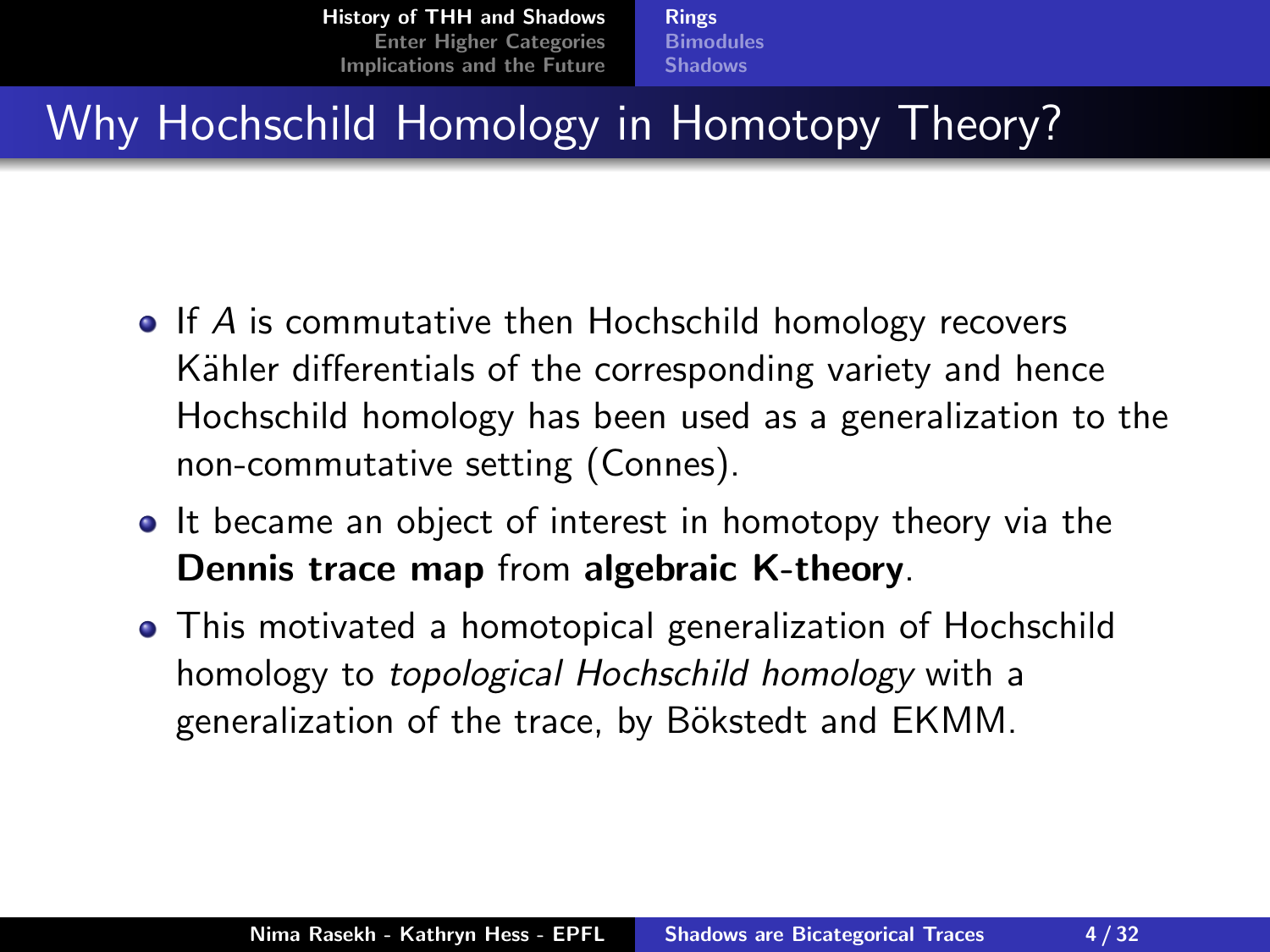# Why Hochschild Homology in Homotopy Theory?

- If $A$ is commutative then Hochschild homology recovers Kähler differentials of the corresponding variety and hence Hochschild homology has been used as a generalization to the non-commutative setting (Connes).
- It became an object of interest in homotopy theory via the **Dennis trace map** from **algebraic K-theory**.
- This motivated a homotopical generalization of Hochschild homology to *topological Hochschild homology* with a generalization of the trace, by Bökstedt and EKMM.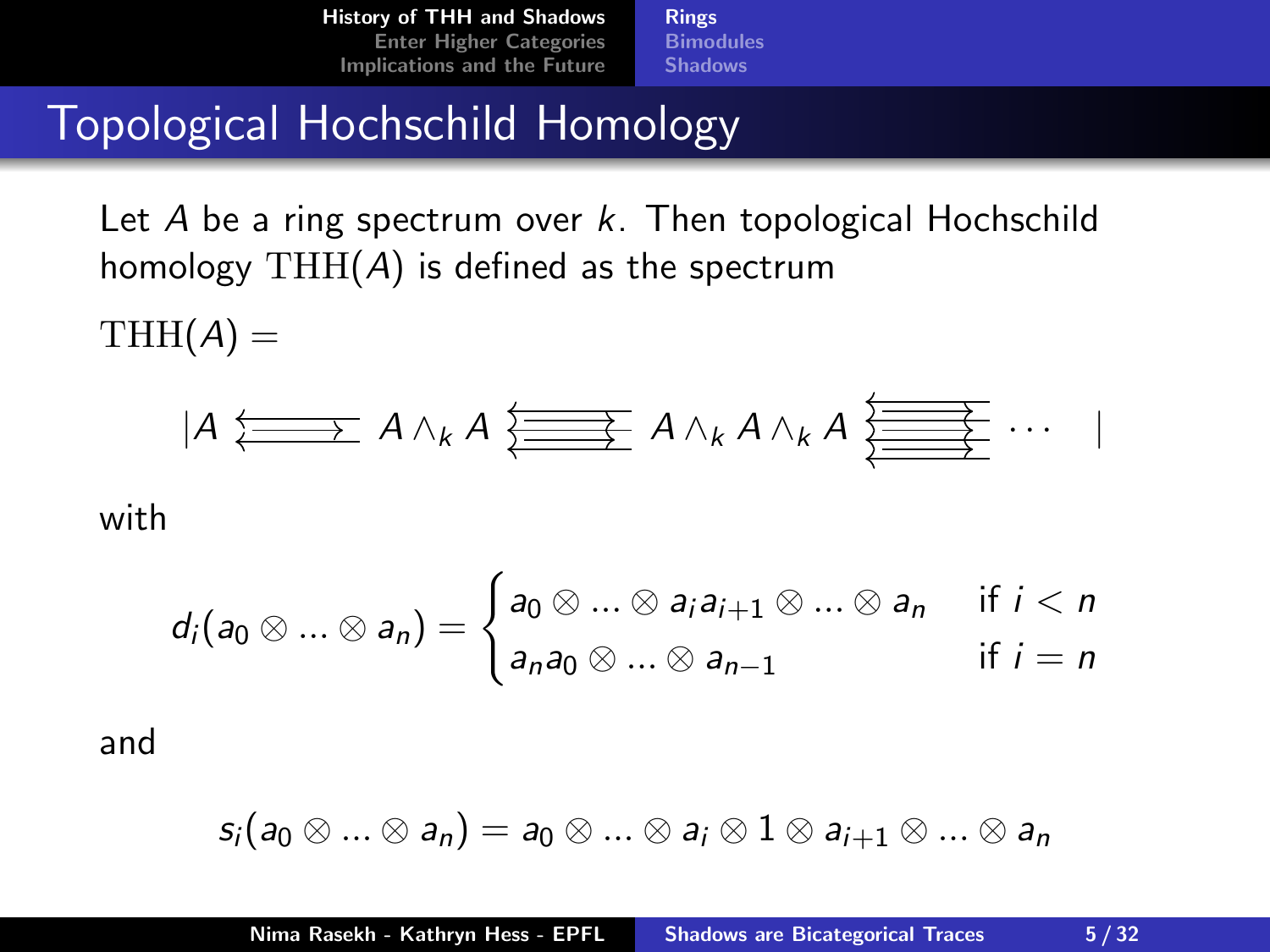# Topological Hochschild Homology

Let $A$ be a ring spectrum over $k$. Then topological Hochschild homology $\mathrm{THH}(A)$ is defined as the spectrum

$\mathrm{THH}(A) =$

$$|A \leftleftarrows A \wedge_k A \leftleftarrows A \wedge_k A \wedge_k A \leftleftarrows \cdots \quad |$$

with

$$d_i(a_0 \otimes \ldots \otimes a_n) = \begin{cases} a_0 \otimes \ldots \otimes a_i a_{i+1} \otimes \ldots \otimes a_n & \text{if } i < n \\ a_n a_0 \otimes \ldots \otimes a_{n-1} & \text{if } i = n \end{cases}$$

and

$$s_i(a_0 \otimes \ldots \otimes a_n) = a_0 \otimes \ldots \otimes a_i \otimes 1 \otimes a_{i+1} \otimes \ldots \otimes a_n$$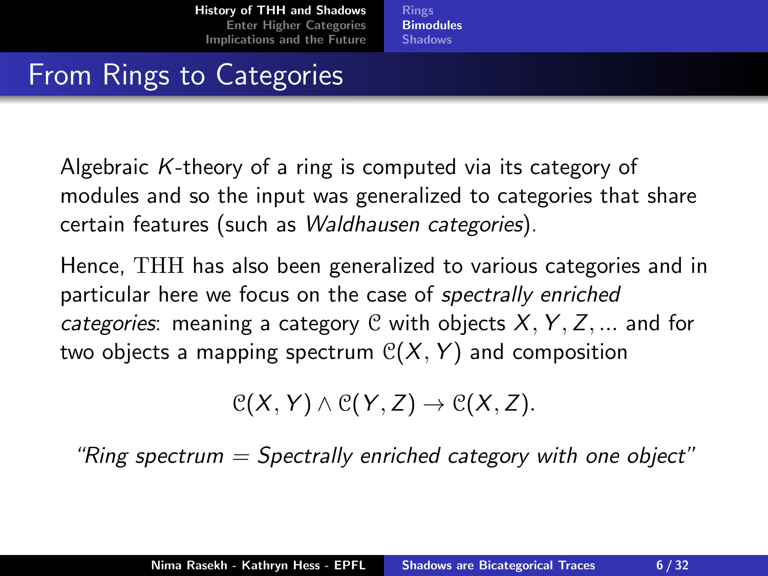# From Rings to Categories

Algebraic $K$-theory of a ring is computed via its category of modules and so the input was generalized to categories that share certain features (such as *Waldhausen categories*).

Hence, $\mathrm{THH}$ has also been generalized to various categories and in particular here we focus on the case of *spectrally enriched categories*: meaning a category $\mathcal{C}$ with objects $X, Y, Z, \ldots$ and for two objects a mapping spectrum $\mathcal{C}(X, Y)$ and composition

$$\mathcal{C}(X, Y) \wedge \mathcal{C}(Y, Z) \to \mathcal{C}(X, Z).$$

*"Ring spectrum = Spectrally enriched category with one object"*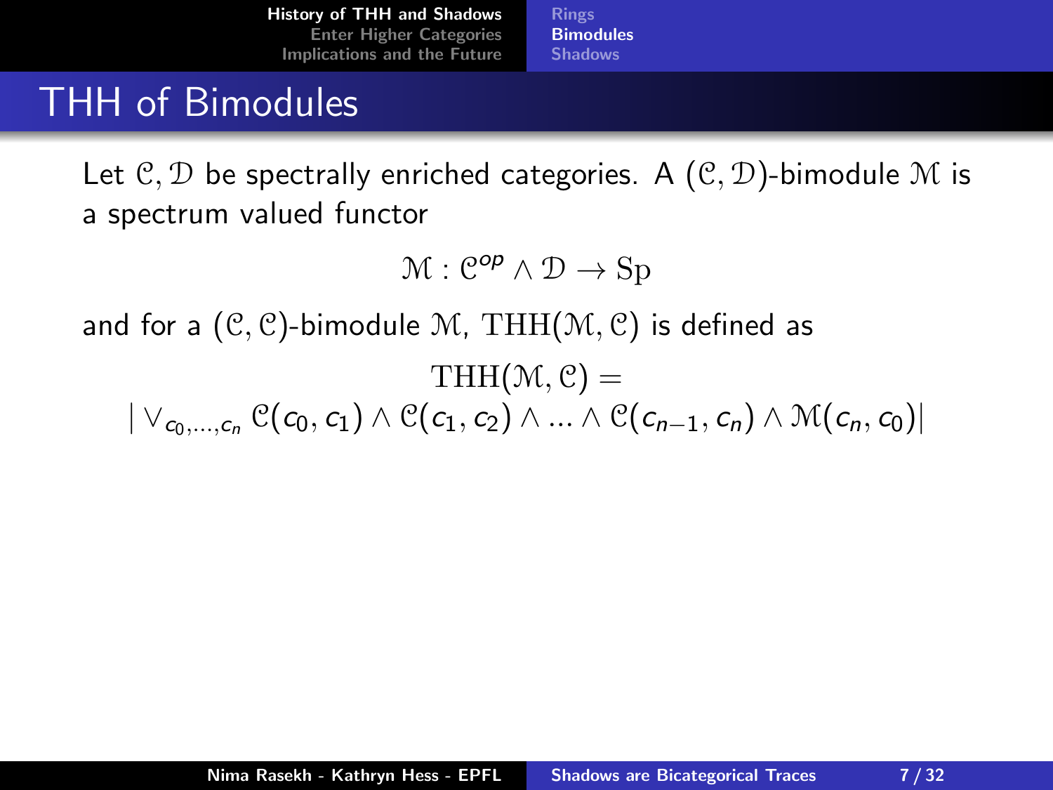# THH of Bimodules

Let $\mathcal{C}, \mathcal{D}$ be spectrally enriched categories. A $(\mathcal{C}, \mathcal{D})$-bimodule $\mathcal{M}$ is a spectrum valued functor

$$\mathcal{M} : \mathcal{C}^{op} \wedge \mathcal{D} \to \mathrm{Sp}$$

and for a $(\mathcal{C}, \mathcal{C})$-bimodule $\mathcal{M}$, $\mathrm{THH}(\mathcal{M}, \mathcal{C})$ is defined as

$$\mathrm{THH}(\mathcal{M}, \mathcal{C}) = \\ | \vee_{c_0, \ldots, c_n} \mathcal{C}(c_0, c_1) \wedge \mathcal{C}(c_1, c_2) \wedge \ldots \wedge \mathcal{C}(c_{n-1}, c_n) \wedge \mathcal{M}(c_n, c_0) |$$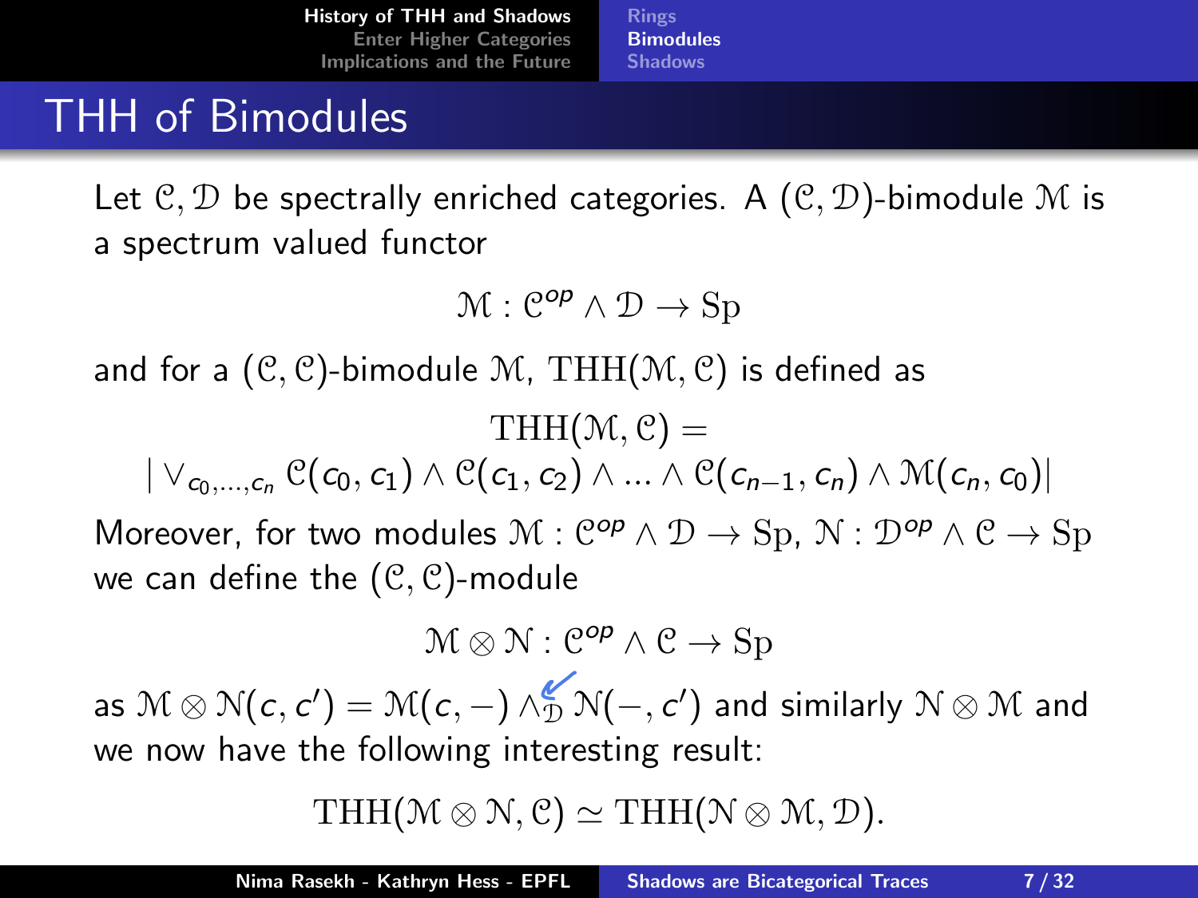# THH of Bimodules

Let $\mathcal{C}, \mathcal{D}$ be spectrally enriched categories. A $(\mathcal{C}, \mathcal{D})$-bimodule $\mathcal{M}$ is a spectrum valued functor

$$\mathcal{M} : \mathcal{C}^{op} \wedge \mathcal{D} \to \mathrm{Sp}$$

and for a $(\mathcal{C}, \mathcal{C})$-bimodule $\mathcal{M}$, $\mathrm{THH}(\mathcal{M}, \mathcal{C})$ is defined as

$$\mathrm{THH}(\mathcal{M}, \mathcal{C}) = \left| \vee_{c_0, \ldots, c_n} \mathcal{C}(c_0, c_1) \wedge \mathcal{C}(c_1, c_2) \wedge \ldots \wedge \mathcal{C}(c_{n-1}, c_n) \wedge \mathcal{M}(c_n, c_0) \right|$$

Moreover, for two modules $\mathcal{M} : \mathcal{C}^{op} \wedge \mathcal{D} \to \mathrm{Sp}$, $\mathcal{N} : \mathcal{D}^{op} \wedge \mathcal{C} \to \mathrm{Sp}$ we can define the $(\mathcal{C}, \mathcal{C})$-module

$$\mathcal{M} \otimes \mathcal{N} : \mathcal{C}^{op} \wedge \mathcal{C} \to \mathrm{Sp}$$

as $\mathcal{M} \otimes \mathcal{N}(c, c') = \mathcal{M}(c, -) \wedge_{\mathcal{D}} \mathcal{N}(-, c')$ and similarly $\mathcal{N} \otimes \mathcal{M}$ and we now have the following interesting result:

$$\mathrm{THH}(\mathcal{M} \otimes \mathcal{N}, \mathcal{C}) \simeq \mathrm{THH}(\mathcal{N} \otimes \mathcal{M}, \mathcal{D}).$$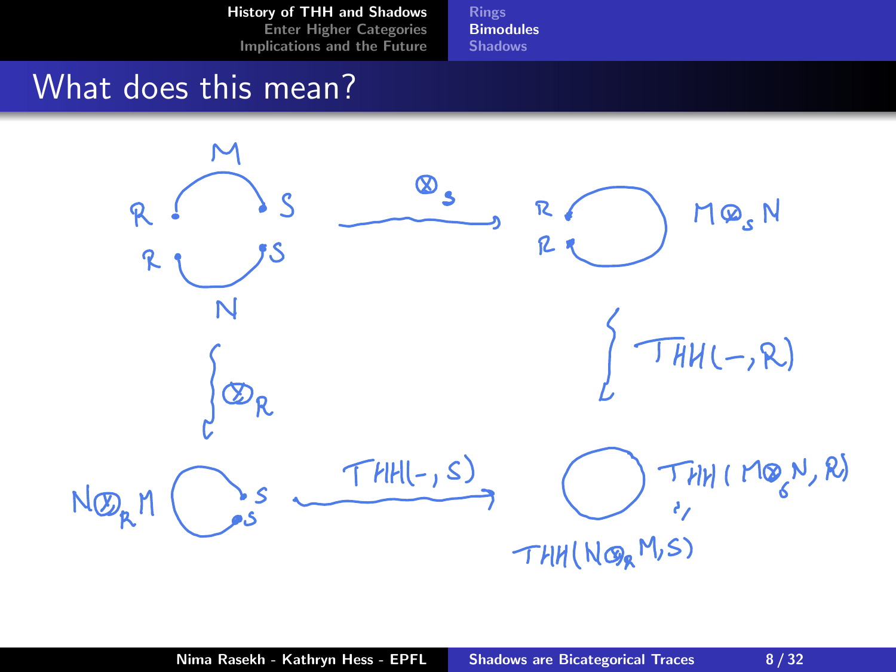# What does this mean?

$M$

$R$ $S$

$R$ $S$

$N$

$\otimes_S$

$R$ $R$ $M \otimes_S N$

$THH(-, R)$

$\otimes_R$

$N \otimes_R M$ $S$ $S$

$THH(-, S)$

$THH(M \otimes_S N, R)$

$\simeq$

$THH(N \otimes_R M, S)$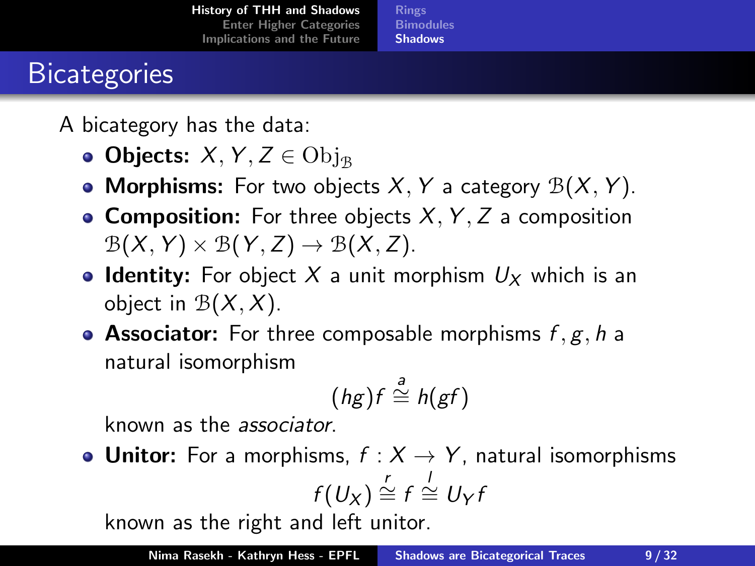# Bicategories

A bicategory has the data:

- **Objects:** $X, Y, Z \in \mathrm{Obj}_{\mathcal{B}}$
- **Morphisms:** For two objects $X, Y$ a category $\mathcal{B}(X, Y)$.
- **Composition:** For three objects $X, Y, Z$ a composition $\mathcal{B}(X, Y) \times \mathcal{B}(Y, Z) \to \mathcal{B}(X, Z)$.
- **Identity:** For object $X$ a unit morphism $U_X$ which is an object in $\mathcal{B}(X, X)$.
- **Associator:** For three composable morphisms $f, g, h$ a natural isomorphism

  $$(hg)f \overset{a}{\cong} h(gf)$$

  known as the *associator*.
- **Unitor:** For a morphisms, $f : X \to Y$, natural isomorphisms

  $$f(U_X) \overset{r}{\cong} f \overset{l}{\cong} U_Y f$$

  known as the right and left unitor.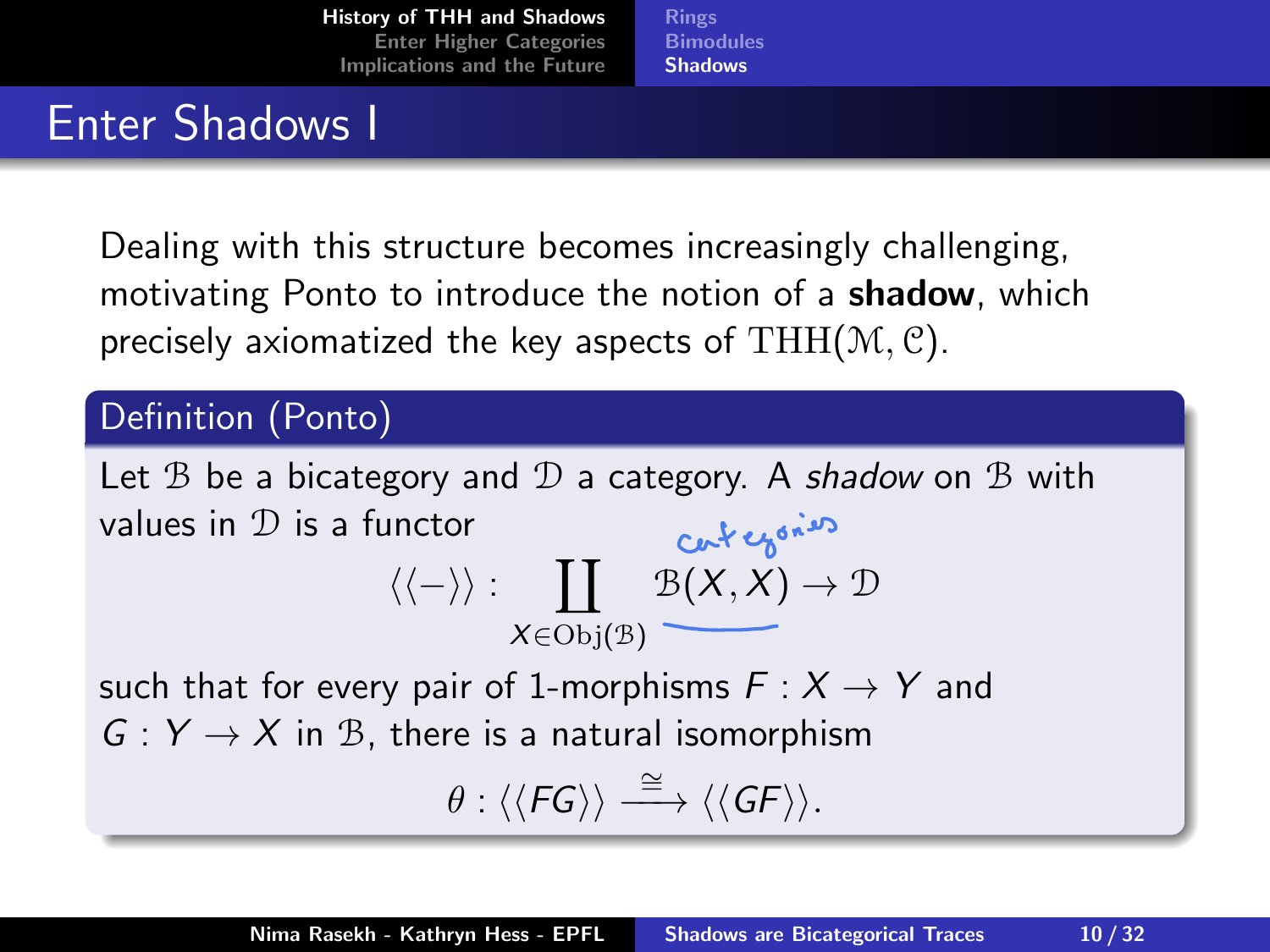## Enter Shadows I

Dealing with this structure becomes increasingly challenging, motivating Ponto to introduce the notion of a **shadow**, which precisely axiomatized the key aspects of $\mathrm{THH}(\mathcal{M}, \mathcal{C})$.

**Definition (Ponto)**

Let $\mathcal{B}$ be a bicategory and $\mathcal{D}$ a category. A *shadow* on $\mathcal{B}$ with values in $\mathcal{D}$ is a functor

$$\langle\langle - \rangle\rangle : \coprod_{X \in \mathrm{Obj}(\mathcal{B})} \underbrace{\mathcal{B}(X, X)}_{\text{categories}} \to \mathcal{D}$$

such that for every pair of 1-morphisms $F : X \to Y$ and $G : Y \to X$ in $\mathcal{B}$, there is a natural isomorphism

$$\theta : \langle\langle FG \rangle\rangle \xrightarrow{\cong} \langle\langle GF \rangle\rangle.$$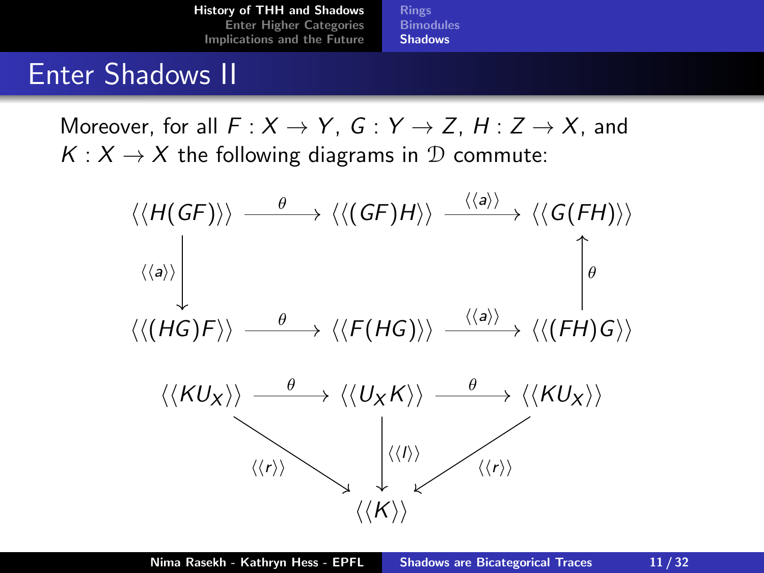# Enter Shadows II

Moreover, for all $F : X \to Y$, $G : Y \to Z$, $H : Z \to X$, and $K : X \to X$ the following diagrams in $\mathcal{D}$ commute:

$$
\begin{array}{ccccc}
\langle\langle H(GF)\rangle\rangle & \xrightarrow{\theta} & \langle\langle (GF)H\rangle\rangle & \xrightarrow{\langle\langle a\rangle\rangle} & \langle\langle G(FH)\rangle\rangle \\
\Big\downarrow{\scriptstyle \langle\langle a\rangle\rangle} & & & & \Big\uparrow{\scriptstyle \theta} \\
\langle\langle (HG)F\rangle\rangle & \xrightarrow{\theta} & \langle\langle F(HG)\rangle\rangle & \xrightarrow{\langle\langle a\rangle\rangle} & \langle\langle (FH)G\rangle\rangle
\end{array}
$$

$$
\begin{array}{ccccc}
\langle\langle KU_X\rangle\rangle & \xrightarrow{\theta} & \langle\langle U_X K\rangle\rangle & \xrightarrow{\theta} & \langle\langle KU_X\rangle\rangle \\
& {\scriptstyle \langle\langle r\rangle\rangle}\searrow & \Big\downarrow{\scriptstyle \langle\langle l\rangle\rangle} & \swarrow{\scriptstyle \langle\langle r\rangle\rangle} & \\
& & \langle\langle K\rangle\rangle & &
\end{array}
$$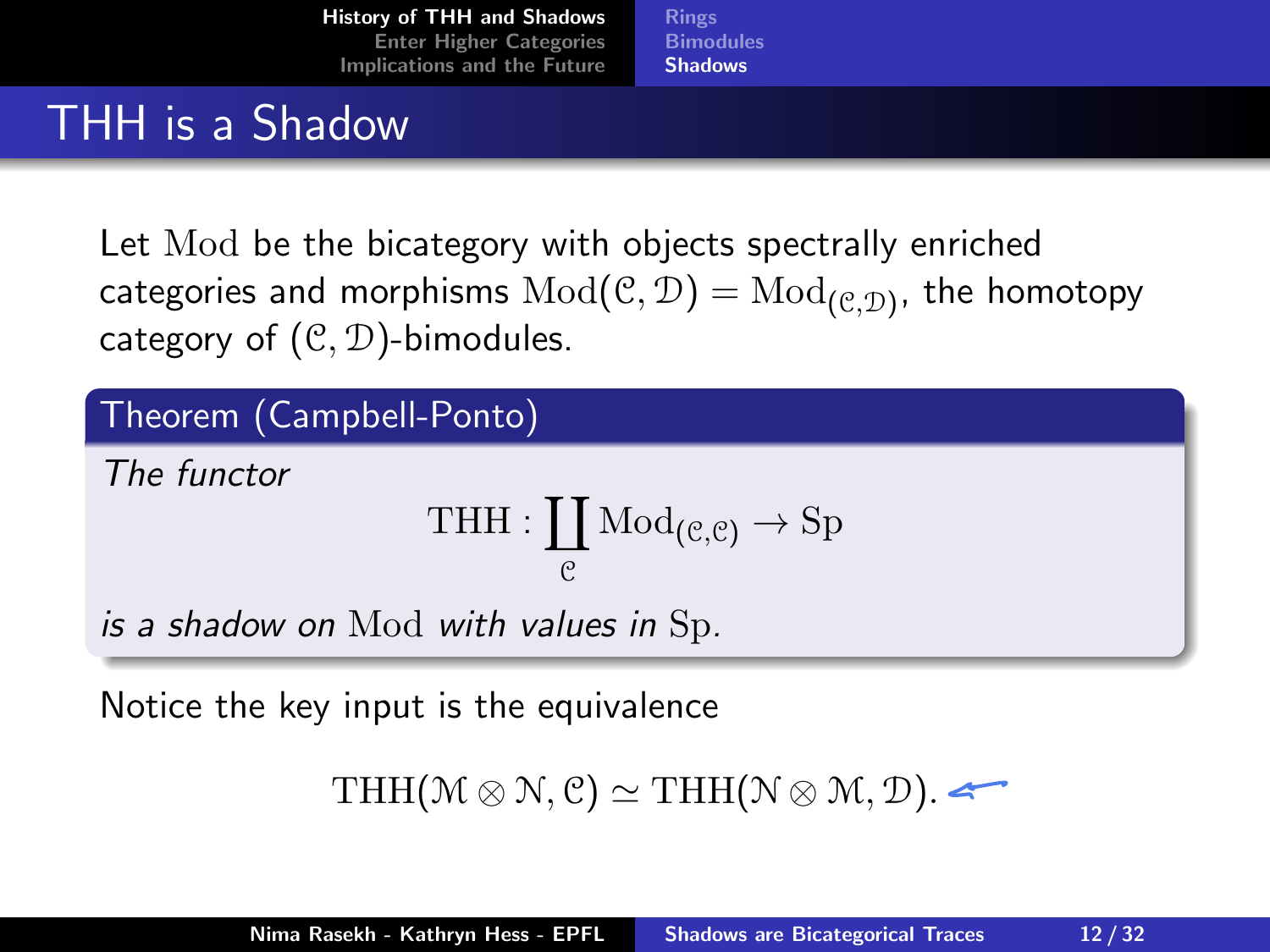# THH is a Shadow

Let $\mathrm{Mod}$ be the bicategory with objects spectrally enriched categories and morphisms $\mathrm{Mod}(\mathcal{C}, \mathcal{D}) = \mathrm{Mod}_{(\mathcal{C},\mathcal{D})}$, the homotopy category of $(\mathcal{C}, \mathcal{D})$-bimodules.

**Theorem (Campbell-Ponto)**

*The functor*

$$\mathrm{THH} : \coprod_{\mathcal{C}} \mathrm{Mod}_{(\mathcal{C},\mathcal{C})} \to \mathrm{Sp}$$

*is a shadow on* $\mathrm{Mod}$ *with values in* $\mathrm{Sp}$.

Notice the key input is the equivalence

$$\mathrm{THH}(\mathcal{M} \otimes \mathcal{N}, \mathcal{C}) \simeq \mathrm{THH}(\mathcal{N} \otimes \mathcal{M}, \mathcal{D}).$$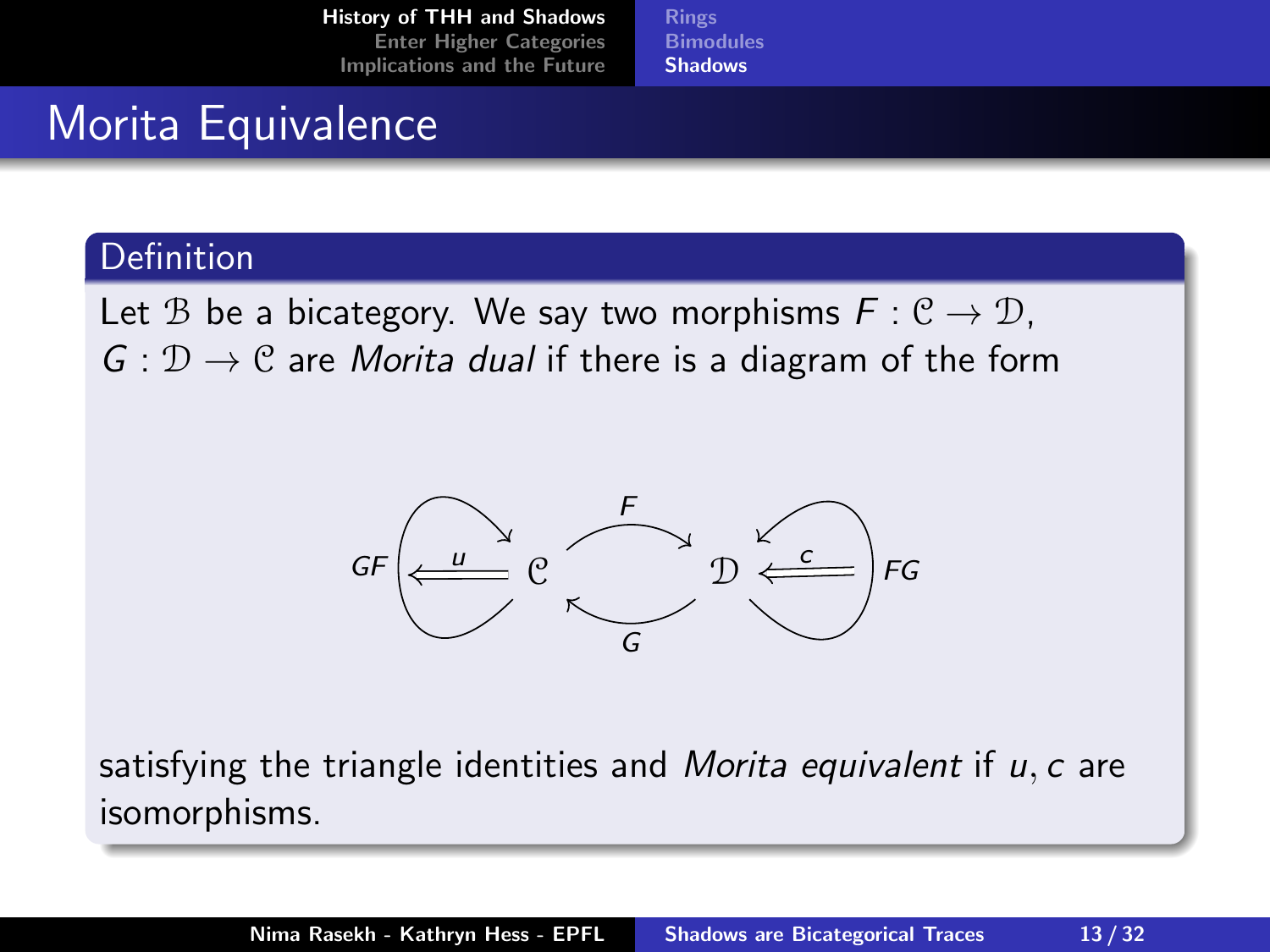# Morita Equivalence

**Definition**

Let $\mathcal{B}$ be a bicategory. We say two morphisms $F : \mathcal{C} \to \mathcal{D}$, $G : \mathcal{D} \to \mathcal{C}$ are *Morita dual* if there is a diagram of the form

$$GF \overset{u}{\Longleftarrow} \mathcal{C} \underset{G}{\overset{F}{\rightleftarrows}} \mathcal{D} \overset{c}{\Longleftarrow} FG$$

satisfying the triangle identities and *Morita equivalent* if $u, c$ are isomorphisms.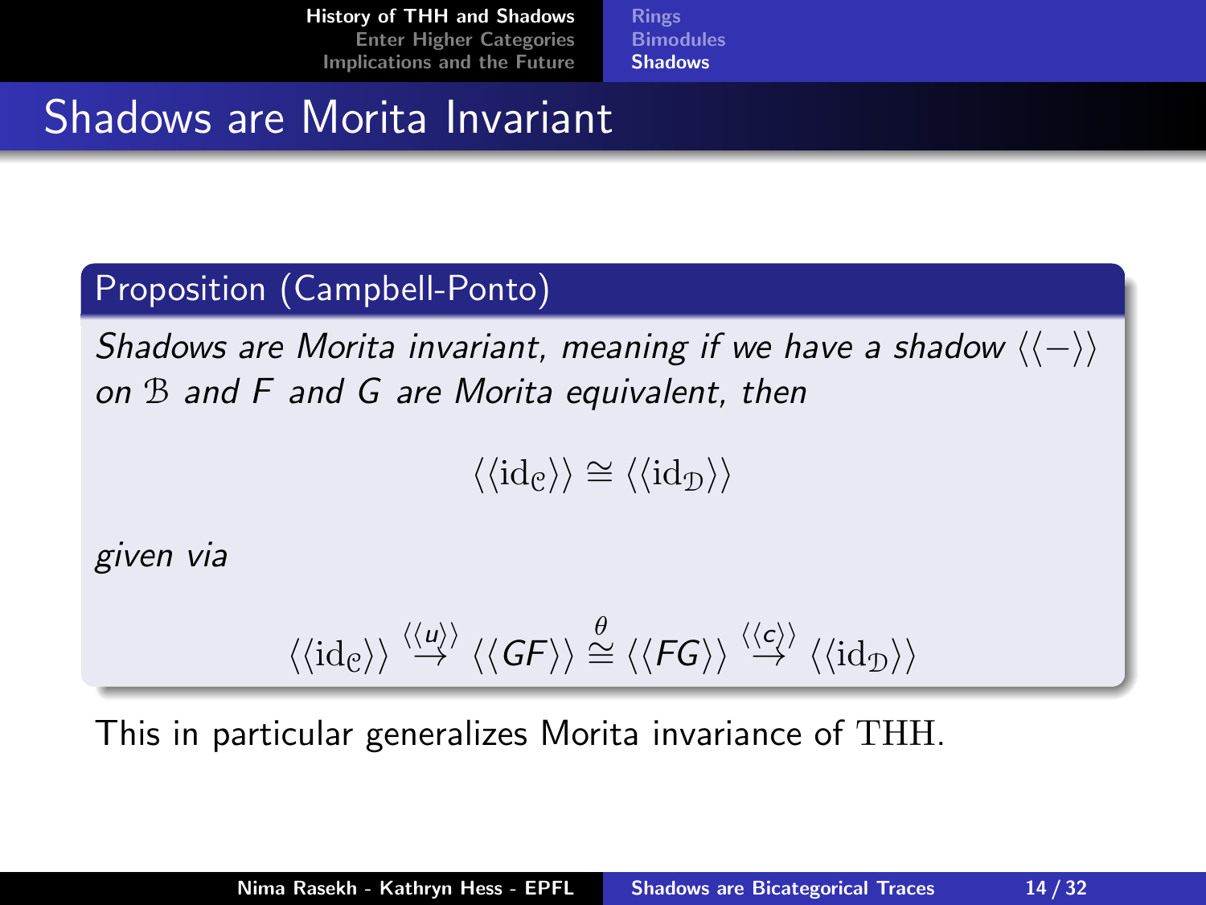# Shadows are Morita Invariant

**Proposition (Campbell-Ponto)**

*Shadows are Morita invariant, meaning if we have a shadow $\langle\langle - \rangle\rangle$ on $\mathcal{B}$ and $F$ and $G$ are Morita equivalent, then*

$$\langle\langle \mathrm{id}_{\mathcal{C}} \rangle\rangle \cong \langle\langle \mathrm{id}_{\mathcal{D}} \rangle\rangle$$

*given via*

$$\langle\langle \mathrm{id}_{\mathcal{C}} \rangle\rangle \overset{\langle\langle u \rangle\rangle}{\to} \langle\langle GF \rangle\rangle \overset{\theta}{\cong} \langle\langle FG \rangle\rangle \overset{\langle\langle c \rangle\rangle}{\to} \langle\langle \mathrm{id}_{\mathcal{D}} \rangle\rangle$$

This in particular generalizes Morita invariance of $\mathrm{THH}$.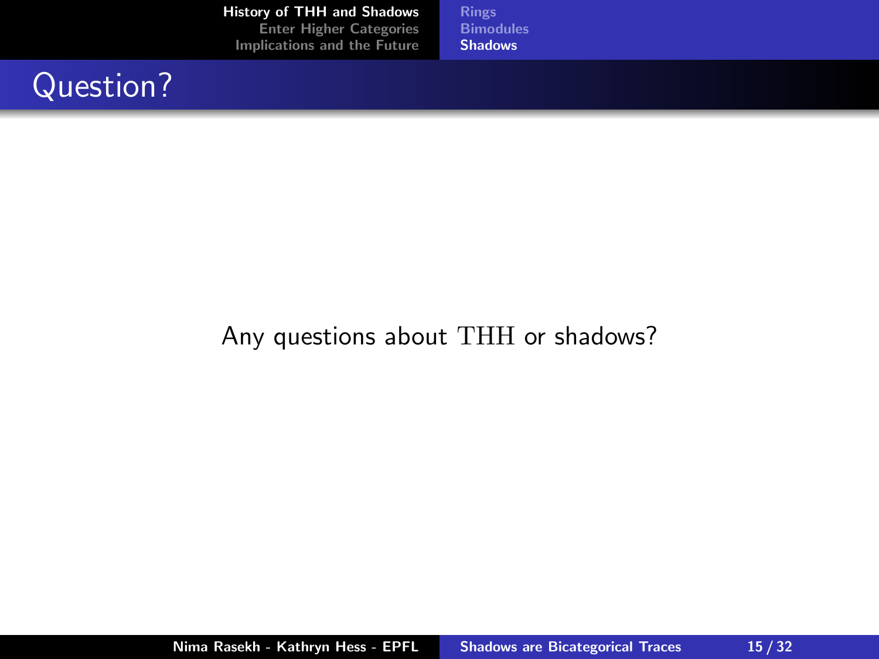# Question?

Any questions about $\mathrm{THH}$ or shadows?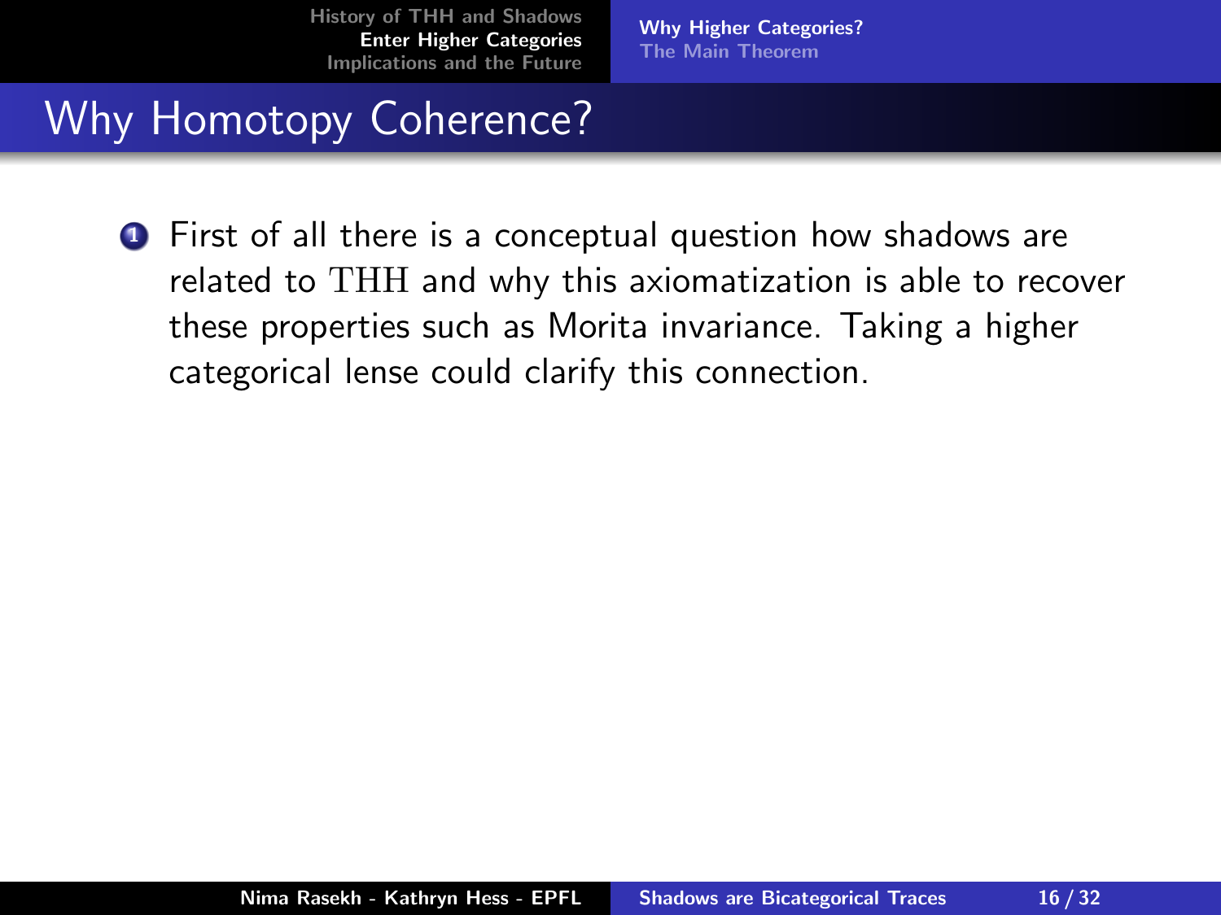# Why Homotopy Coherence?

1. First of all there is a conceptual question how shadows are related to $\mathrm{THH}$ and why this axiomatization is able to recover these properties such as Morita invariance. Taking a higher categorical lense could clarify this connection.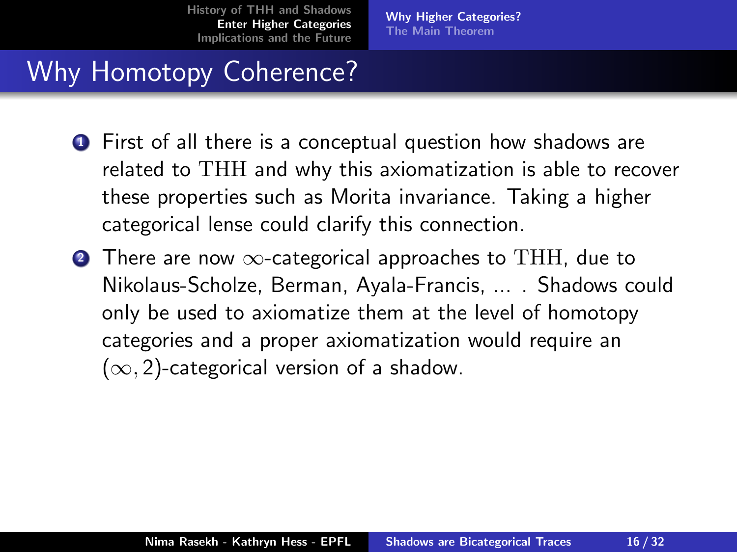# Why Homotopy Coherence?

1. First of all there is a conceptual question how shadows are related to $\mathrm{THH}$ and why this axiomatization is able to recover these properties such as Morita invariance. Taking a higher categorical lense could clarify this connection.
2. There are now $\infty$-categorical approaches to $\mathrm{THH}$, due to Nikolaus-Scholze, Berman, Ayala-Francis, ... . Shadows could only be used to axiomatize them at the level of homotopy categories and a proper axiomatization would require an $(\infty, 2)$-categorical version of a shadow.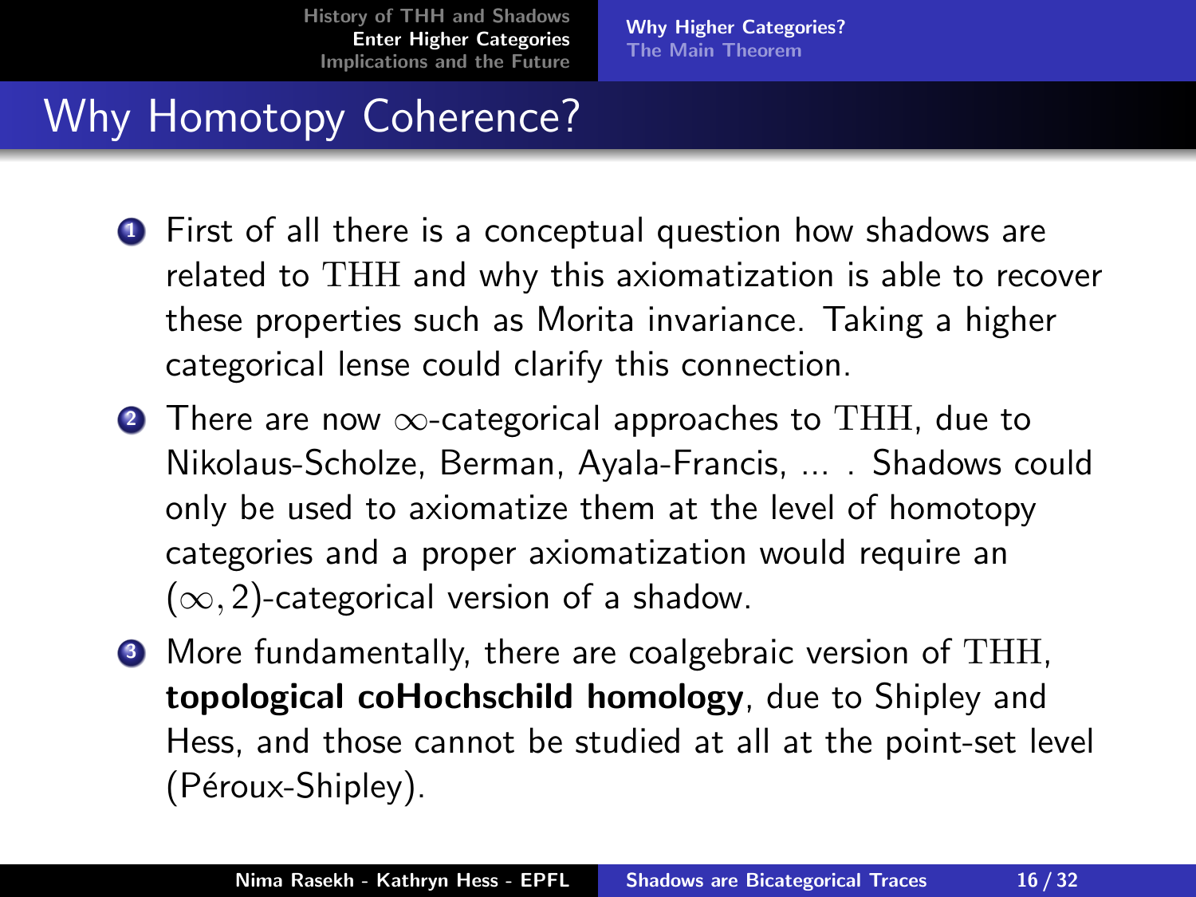# Why Homotopy Coherence?

1. First of all there is a conceptual question how shadows are related to $\mathrm{THH}$ and why this axiomatization is able to recover these properties such as Morita invariance. Taking a higher categorical lense could clarify this connection.
2. There are now $\infty$-categorical approaches to $\mathrm{THH}$, due to Nikolaus-Scholze, Berman, Ayala-Francis, ... . Shadows could only be used to axiomatize them at the level of homotopy categories and a proper axiomatization would require an $(\infty, 2)$-categorical version of a shadow.
3. More fundamentally, there are coalgebraic version of $\mathrm{THH}$, **topological coHochschild homology**, due to Shipley and Hess, and those cannot be studied at all at the point-set level (Péroux-Shipley).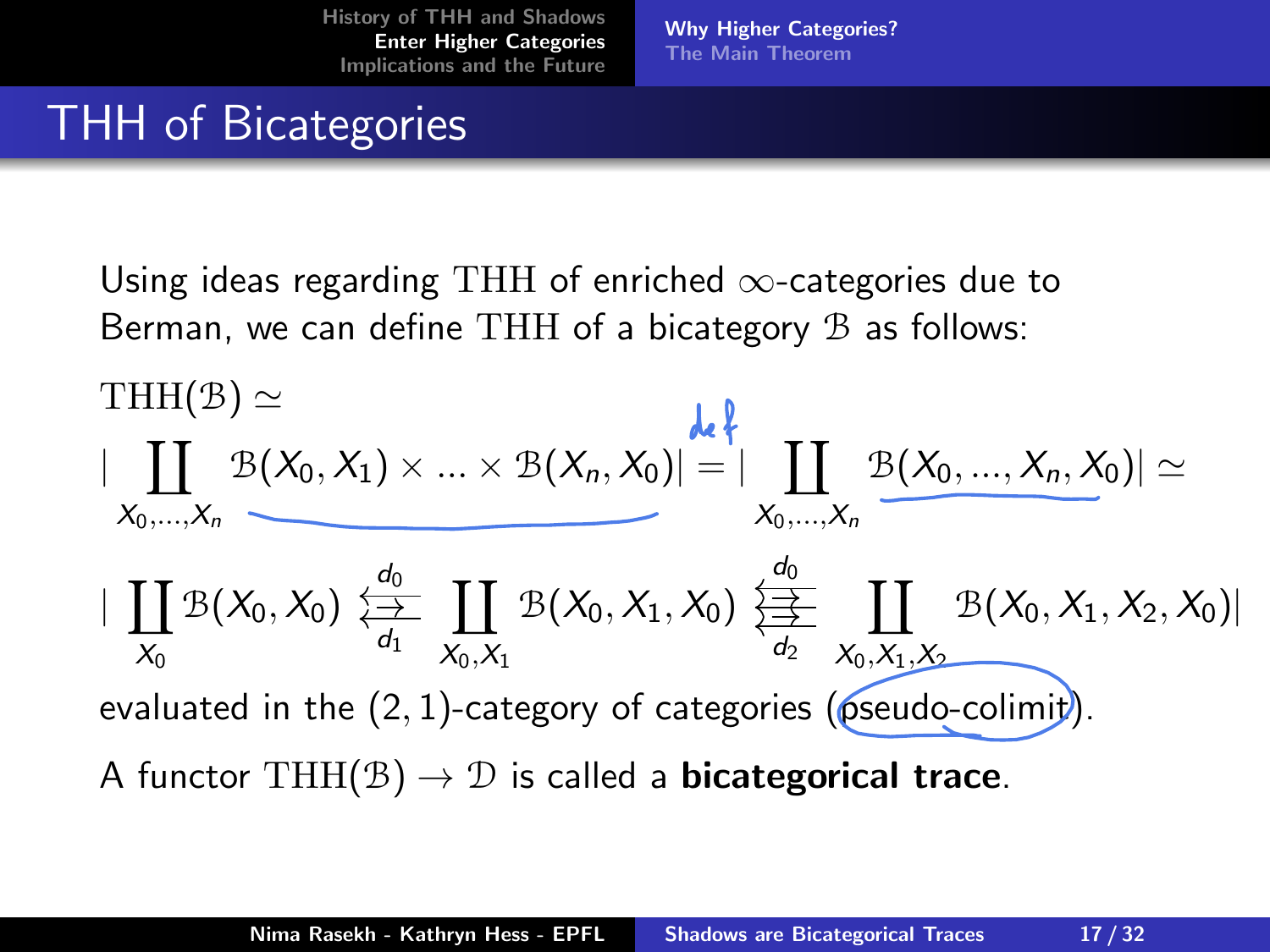# THH of Bicategories

Using ideas regarding $\mathrm{THH}$ of enriched $\infty$-categories due to Berman, we can define $\mathrm{THH}$ of a bicategory $\mathcal{B}$ as follows:

$$\mathrm{THH}(\mathcal{B}) \simeq$$

$$\Big| \coprod_{X_0,\ldots,X_n} \mathcal{B}(X_0, X_1) \times \ldots \times \mathcal{B}(X_n, X_0) \Big| \overset{def}{=} \Big| \coprod_{X_0,\ldots,X_n} \mathcal{B}(X_0, \ldots, X_n, X_0) \Big| \simeq$$

$$\Big| \coprod_{X_0} \mathcal{B}(X_0, X_0) \overset{d_0}{\underset{d_1}{\leftleftarrows}} \coprod_{X_0,X_1} \mathcal{B}(X_0, X_1, X_0) \overset{d_0}{\underset{d_2}{\Lleftarrow}} \coprod_{X_0,X_1,X_2} \mathcal{B}(X_0, X_1, X_2, X_0) \Big|$$

evaluated in the $(2,1)$-category of categories (pseudo-colimit).

A functor $\mathrm{THH}(\mathcal{B}) \to \mathcal{D}$ is called a **bicategorical trace**.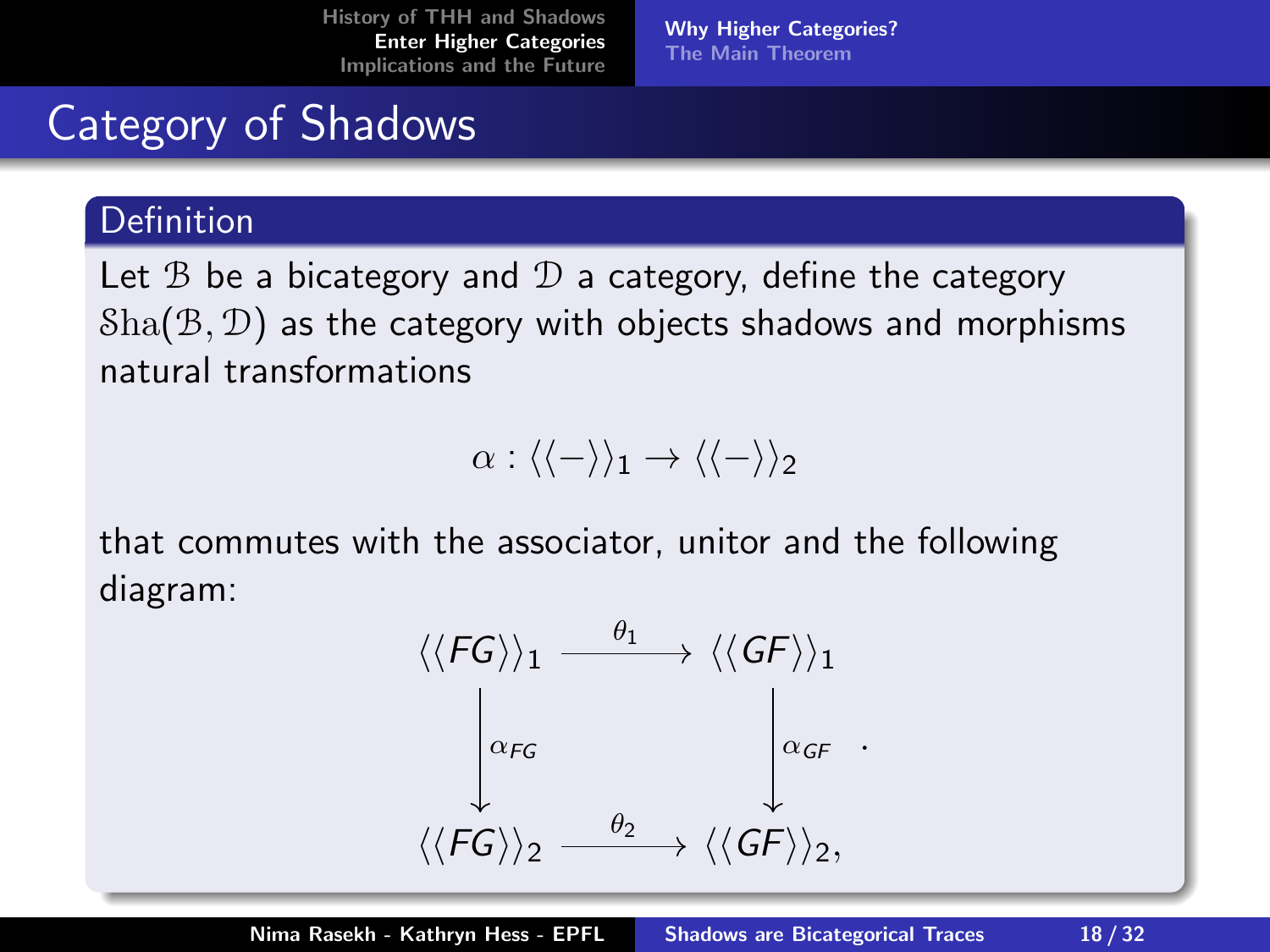# Category of Shadows

**Definition**

Let $\mathcal{B}$ be a bicategory and $\mathcal{D}$ a category, define the category $\mathcal{S}\mathrm{ha}(\mathcal{B}, \mathcal{D})$ as the category with objects shadows and morphisms natural transformations

$$\alpha : \langle\langle - \rangle\rangle_1 \to \langle\langle - \rangle\rangle_2$$

that commutes with the associator, unitor and the following diagram:

$$\begin{array}{ccc}
\langle\langle FG \rangle\rangle_1 & \xrightarrow{\theta_1} & \langle\langle GF \rangle\rangle_1 \\
\Big\downarrow \alpha_{FG} & & \Big\downarrow \alpha_{GF} \\
\langle\langle FG \rangle\rangle_2 & \xrightarrow{\theta_2} & \langle\langle GF \rangle\rangle_2,
\end{array} .$$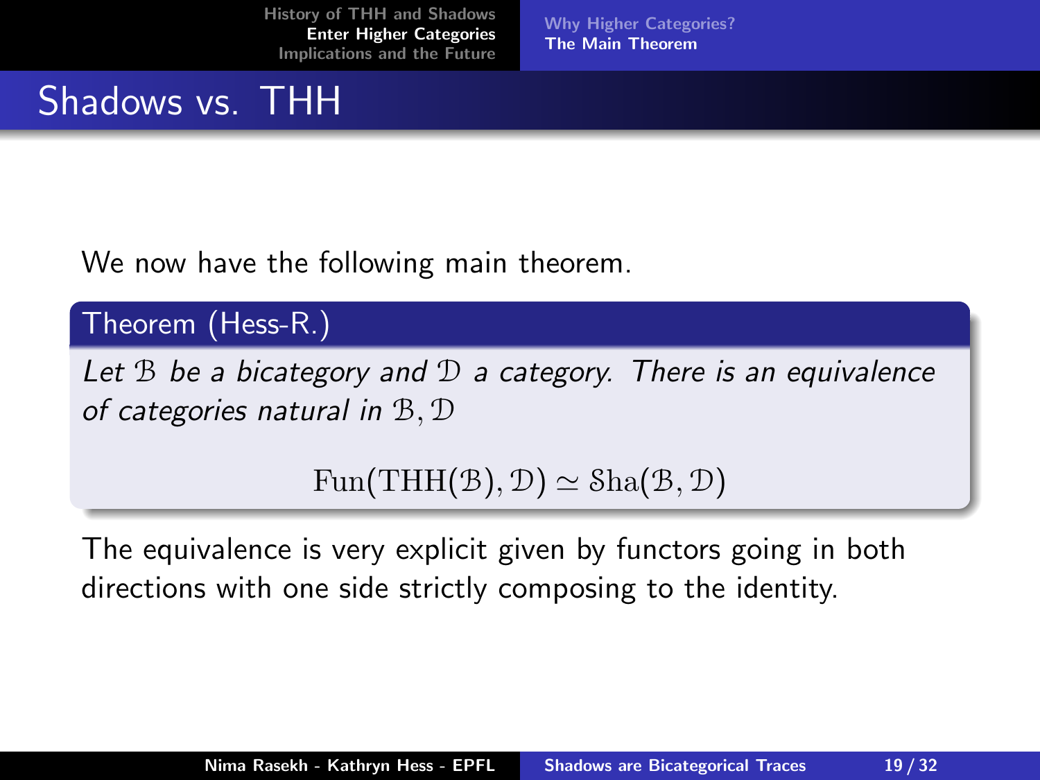# Shadows vs. THH

We now have the following main theorem.

**Theorem (Hess-R.)**

*Let $\mathcal{B}$ be a bicategory and $\mathcal{D}$ a category. There is an equivalence of categories natural in $\mathcal{B}, \mathcal{D}$*

$$\mathrm{Fun}(\mathrm{THH}(\mathcal{B}), \mathcal{D}) \simeq \mathcal{S}\mathrm{ha}(\mathcal{B}, \mathcal{D})$$

The equivalence is very explicit given by functors going in both directions with one side strictly composing to the identity.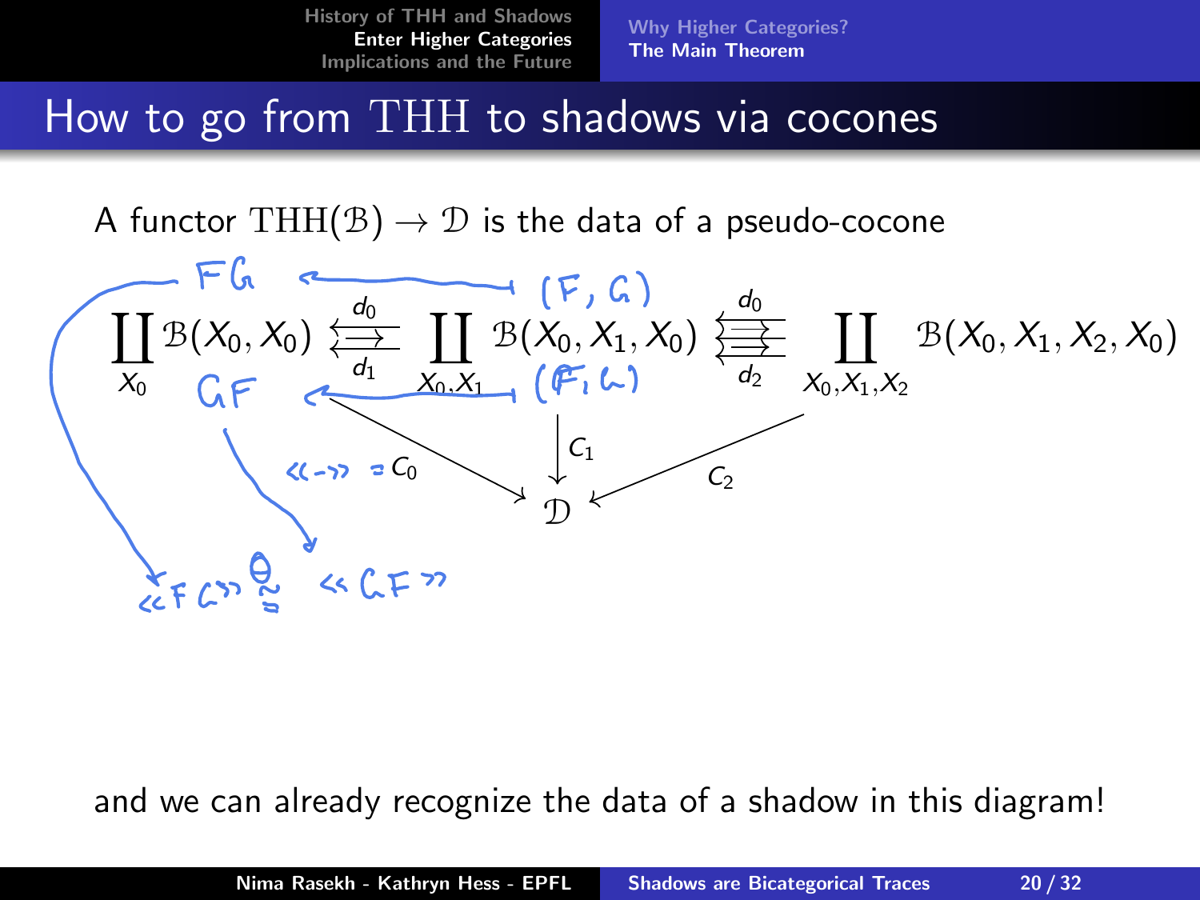## How to go from THH to shadows via cocones

A functor $\mathrm{THH}(\mathcal{B}) \to \mathcal{D}$ is the data of a pseudo-cocone

$$
\coprod_{X_0} \mathcal{B}(X_0, X_0) \underset{d_1}{\overset{d_0}{\leftleftarrows}} \coprod_{X_0, X_1} \mathcal{B}(X_0, X_1, X_0) \underset{d_2}{\overset{d_0}{\leftleftarrows}} \coprod_{X_0, X_1, X_2} \mathcal{B}(X_0, X_1, X_2, X_0)
$$

with maps $C_0$, $C_1$, $C_2$ to $\mathcal{D}$.

Handwritten annotations: $FG \leftarrow (F, G)$, $GF \leftarrow (F, G)$, $\langle\langle - \rangle\rangle = C_0$, $\langle\langle FG \rangle\rangle \overset{\theta}{\cong} \langle\langle GF \rangle\rangle$

and we can already recognize the data of a shadow in this diagram!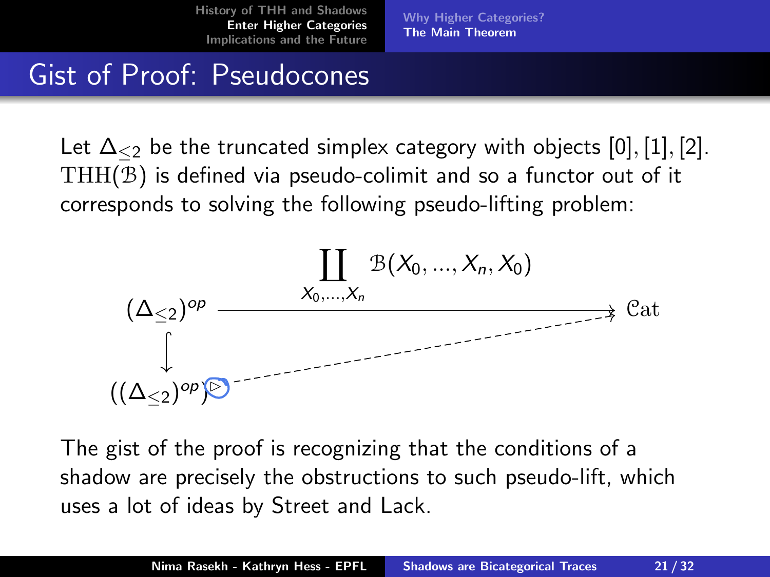# Gist of Proof: Pseudocones

Let $\Delta_{\leq 2}$ be the truncated simplex category with objects $[0], [1], [2]$. $\mathrm{THH}(\mathcal{B})$ is defined via pseudo-colimit and so a functor out of it corresponds to solving the following pseudo-lifting problem:

$$
\begin{array}{ccc}
(\Delta_{\leq 2})^{op} & \xrightarrow{\displaystyle\coprod_{X_0,\ldots,X_n} \mathcal{B}(X_0, \ldots, X_n, X_0)} & \mathcal{C}\mathrm{at} \\
\big\downarrow & \nearrow & \\
((\Delta_{\leq 2})^{op})^{\triangleright} & &
\end{array}
$$

The gist of the proof is recognizing that the conditions of a shadow are precisely the obstructions to such pseudo-lift, which uses a lot of ideas by Street and Lack.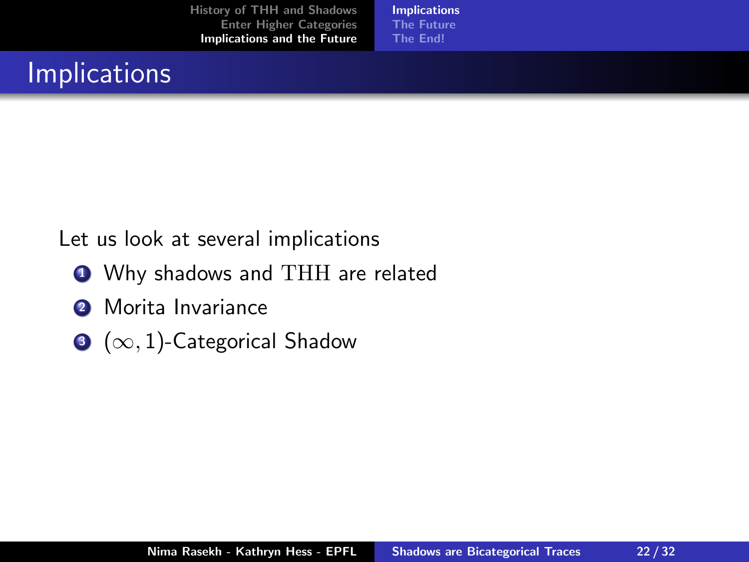# Implications

Let us look at several implications

1. Why shadows and $\mathrm{THH}$ are related
2. Morita Invariance
3. $(\infty, 1)$-Categorical Shadow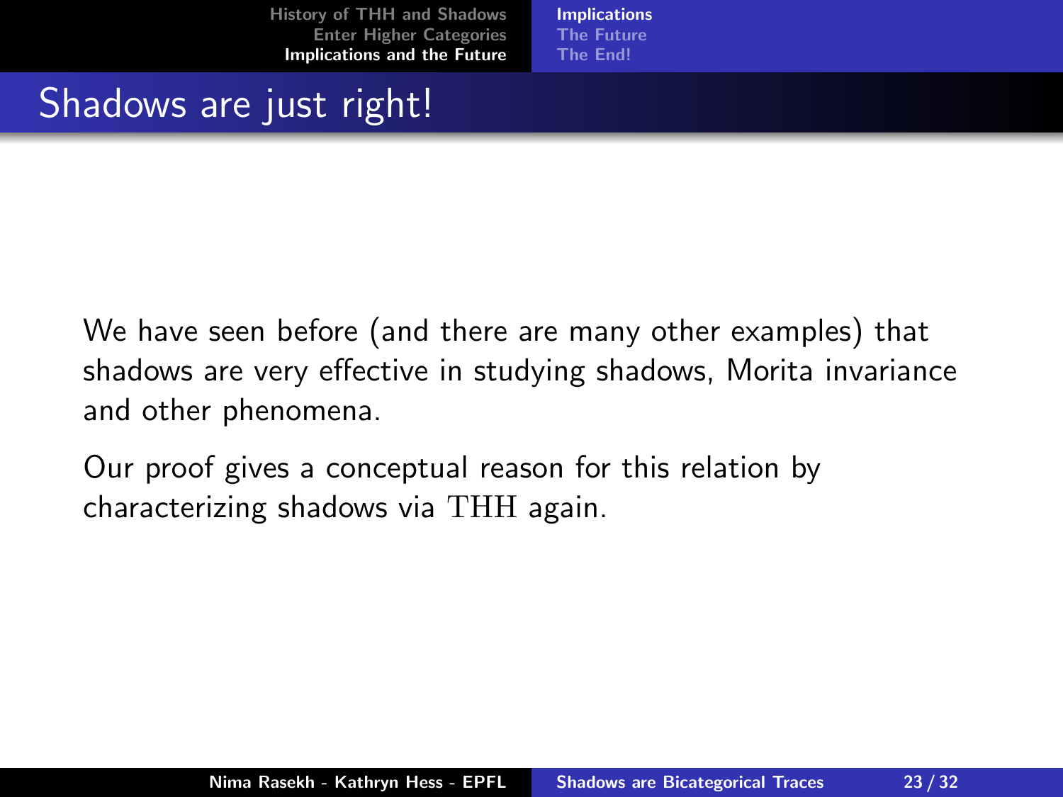# Shadows are just right!

We have seen before (and there are many other examples) that shadows are very effective in studying shadows, Morita invariance and other phenomena.

Our proof gives a conceptual reason for this relation by characterizing shadows via $\mathrm{THH}$ again.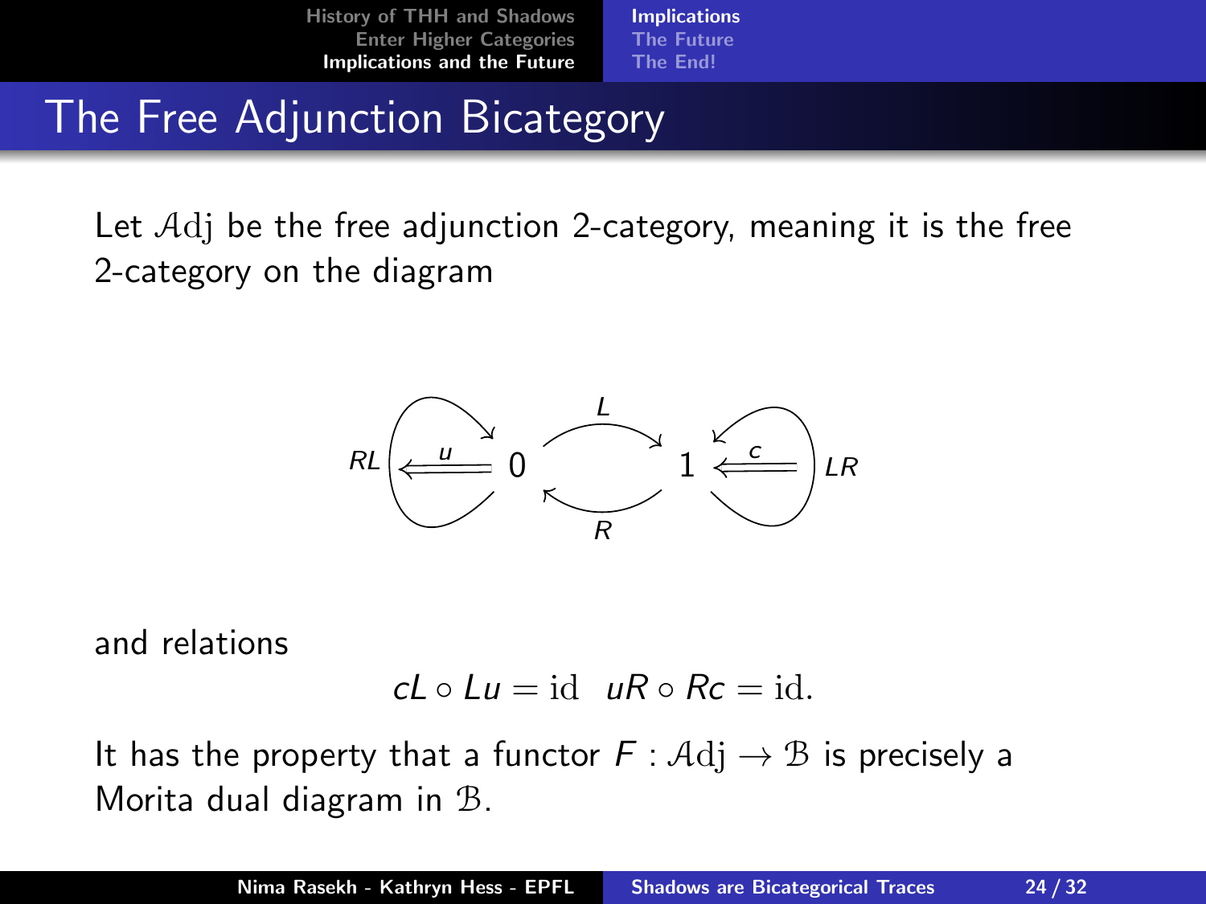# The Free Adjunction Bicategory

Let $\mathcal{A}\mathrm{dj}$ be the free adjunction 2-category, meaning it is the free 2-category on the diagram

$$
\begin{array}{ccccc}
RL \overset{u}{\Longleftarrow} \circlearrowright & 0 & \underset{R}{\overset{L}{\rightleftarrows}} & 1 & \circlearrowleft \overset{c}{\Longleftarrow} LR
\end{array}
$$

and relations

$$cL \circ Lu = \mathrm{id} \quad uR \circ Rc = \mathrm{id}.$$

It has the property that a functor $F : \mathcal{A}\mathrm{dj} \to \mathcal{B}$ is precisely a Morita dual diagram in $\mathcal{B}$.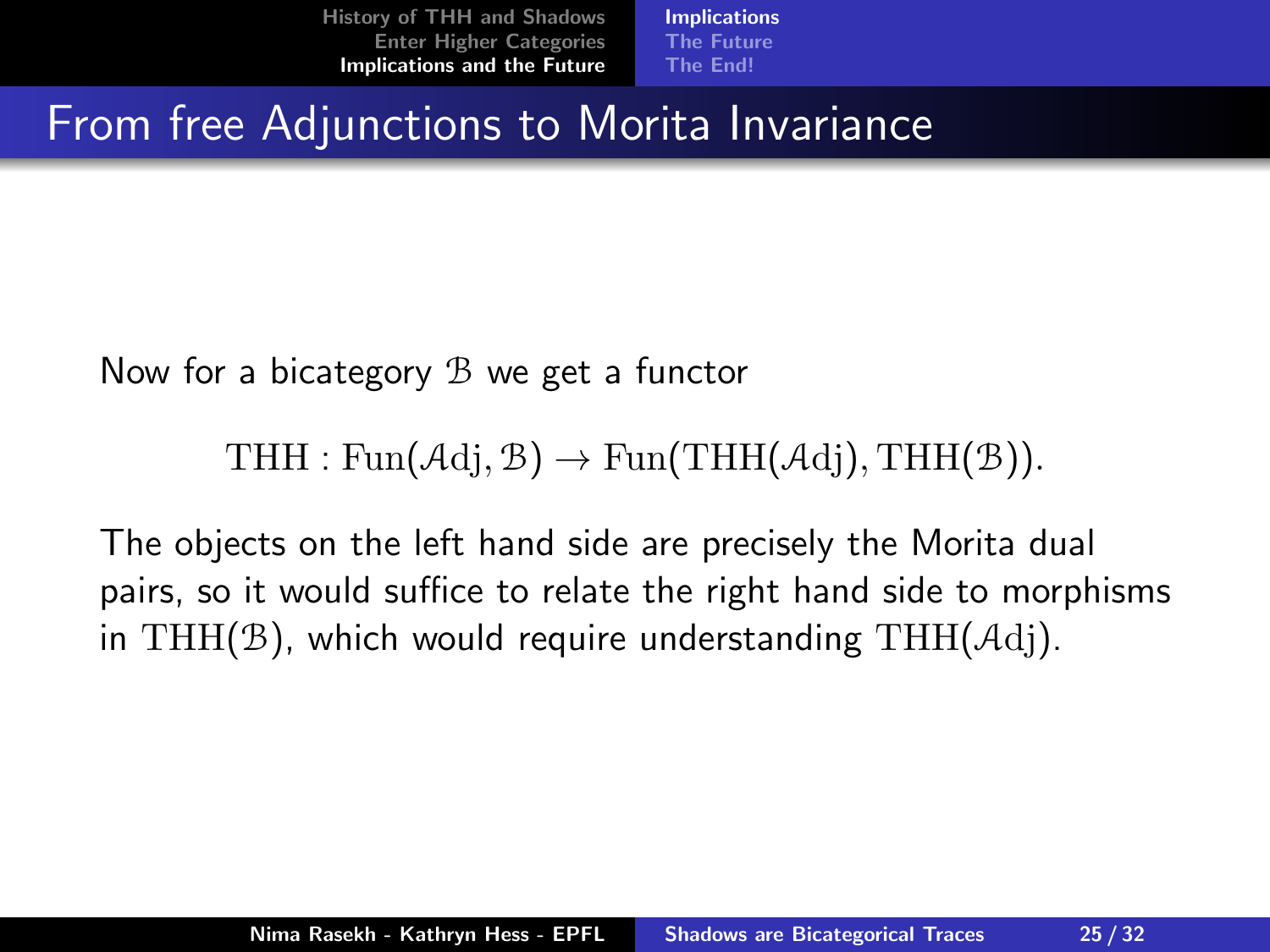# From free Adjunctions to Morita Invariance

Now for a bicategory $\mathcal{B}$ we get a functor

$$\mathrm{THH} : \mathrm{Fun}(\mathcal{A}\mathrm{dj}, \mathcal{B}) \to \mathrm{Fun}(\mathrm{THH}(\mathcal{A}\mathrm{dj}), \mathrm{THH}(\mathcal{B})).$$

The objects on the left hand side are precisely the Morita dual pairs, so it would suffice to relate the right hand side to morphisms in $\mathrm{THH}(\mathcal{B})$, which would require understanding $\mathrm{THH}(\mathcal{A}\mathrm{dj})$.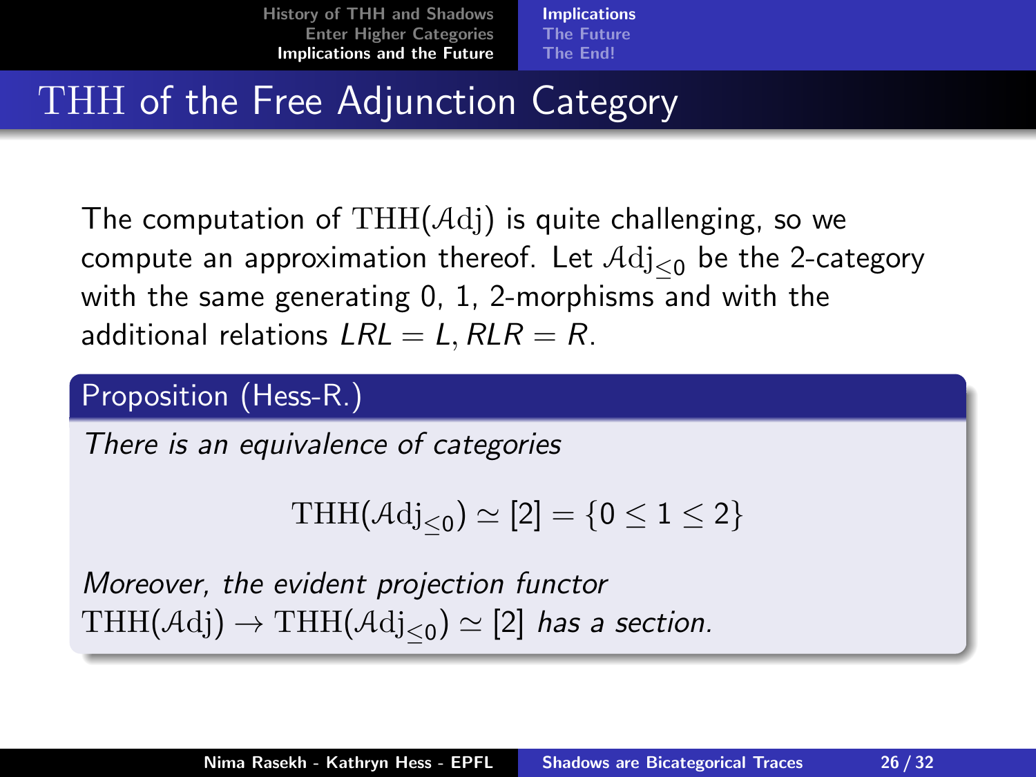# THH of the Free Adjunction Category

The computation of $\mathrm{THH}(\mathcal{A}\mathrm{dj})$ is quite challenging, so we compute an approximation thereof. Let $\mathcal{A}\mathrm{dj}_{\leq 0}$ be the 2-category with the same generating 0, 1, 2-morphisms and with the additional relations $LRL = L, RLR = R$.

**Proposition (Hess-R.)**

*There is an equivalence of categories*

$$\mathrm{THH}(\mathcal{A}\mathrm{dj}_{\leq 0}) \simeq [2] = \{0 \leq 1 \leq 2\}$$

*Moreover, the evident projection functor* $\mathrm{THH}(\mathcal{A}\mathrm{dj}) \to \mathrm{THH}(\mathcal{A}\mathrm{dj}_{\leq 0}) \simeq [2]$ *has a section.*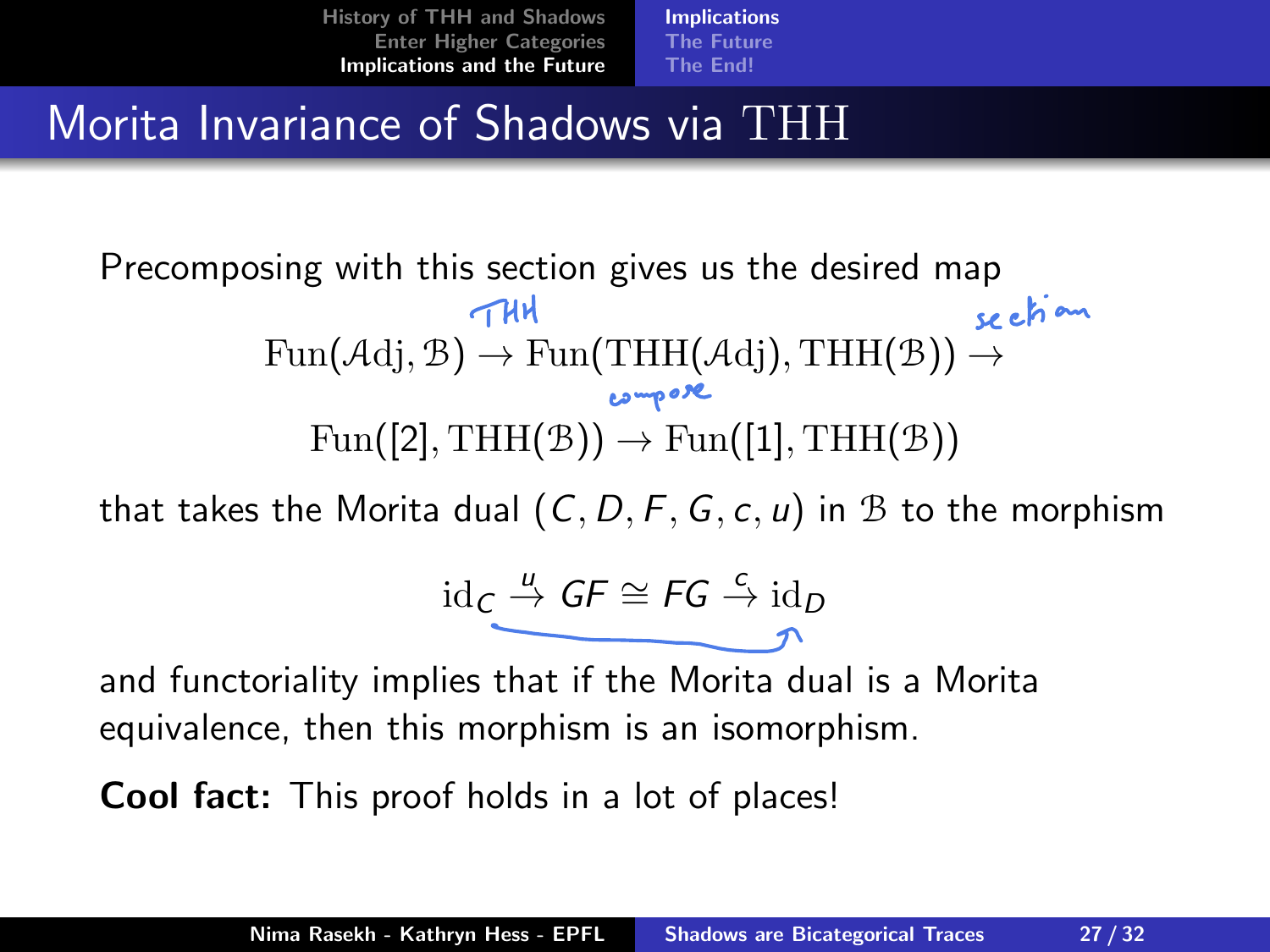# Morita Invariance of Shadows via THH

Precomposing with this section gives us the desired map

$$\mathrm{Fun}(\mathcal{A}\mathrm{dj}, \mathcal{B}) \xrightarrow{\text{THH}} \mathrm{Fun}(\mathrm{THH}(\mathcal{A}\mathrm{dj}), \mathrm{THH}(\mathcal{B})) \xrightarrow{\text{section}}$$

$$\mathrm{Fun}([2], \mathrm{THH}(\mathcal{B})) \xrightarrow{\text{compose}} \mathrm{Fun}([1], \mathrm{THH}(\mathcal{B}))$$

that takes the Morita dual $(C, D, F, G, c, u)$ in $\mathcal{B}$ to the morphism

$$\mathrm{id}_C \xrightarrow{u} GF \cong FG \xrightarrow{c} \mathrm{id}_D$$

and functoriality implies that if the Morita dual is a Morita equivalence, then this morphism is an isomorphism.

**Cool fact:** This proof holds in a lot of places!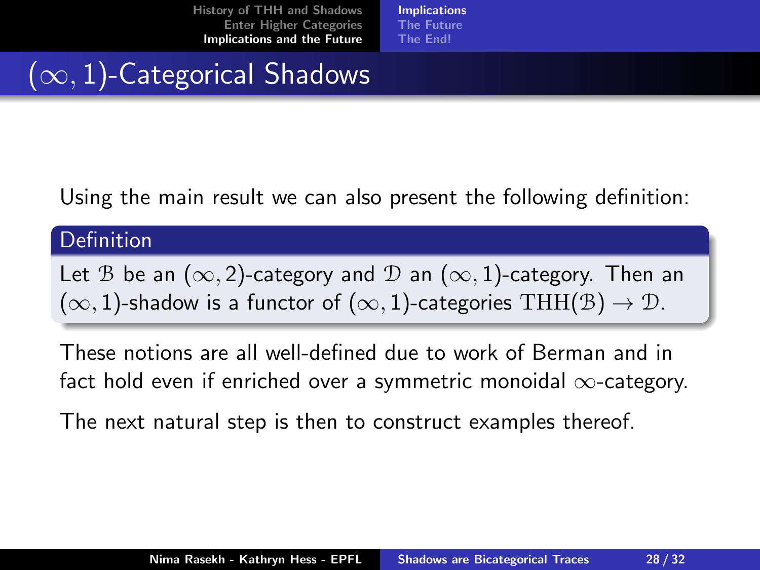# $(\infty, 1)$-Categorical Shadows

Using the main result we can also present the following definition:

**Definition**

Let $\mathcal{B}$ be an $(\infty, 2)$-category and $\mathcal{D}$ an $(\infty, 1)$-category. Then an $(\infty, 1)$-shadow is a functor of $(\infty, 1)$-categories $\mathrm{THH}(\mathcal{B}) \to \mathcal{D}$.

These notions are all well-defined due to work of Berman and in fact hold even if enriched over a symmetric monoidal $\infty$-category.

The next natural step is then to construct examples thereof.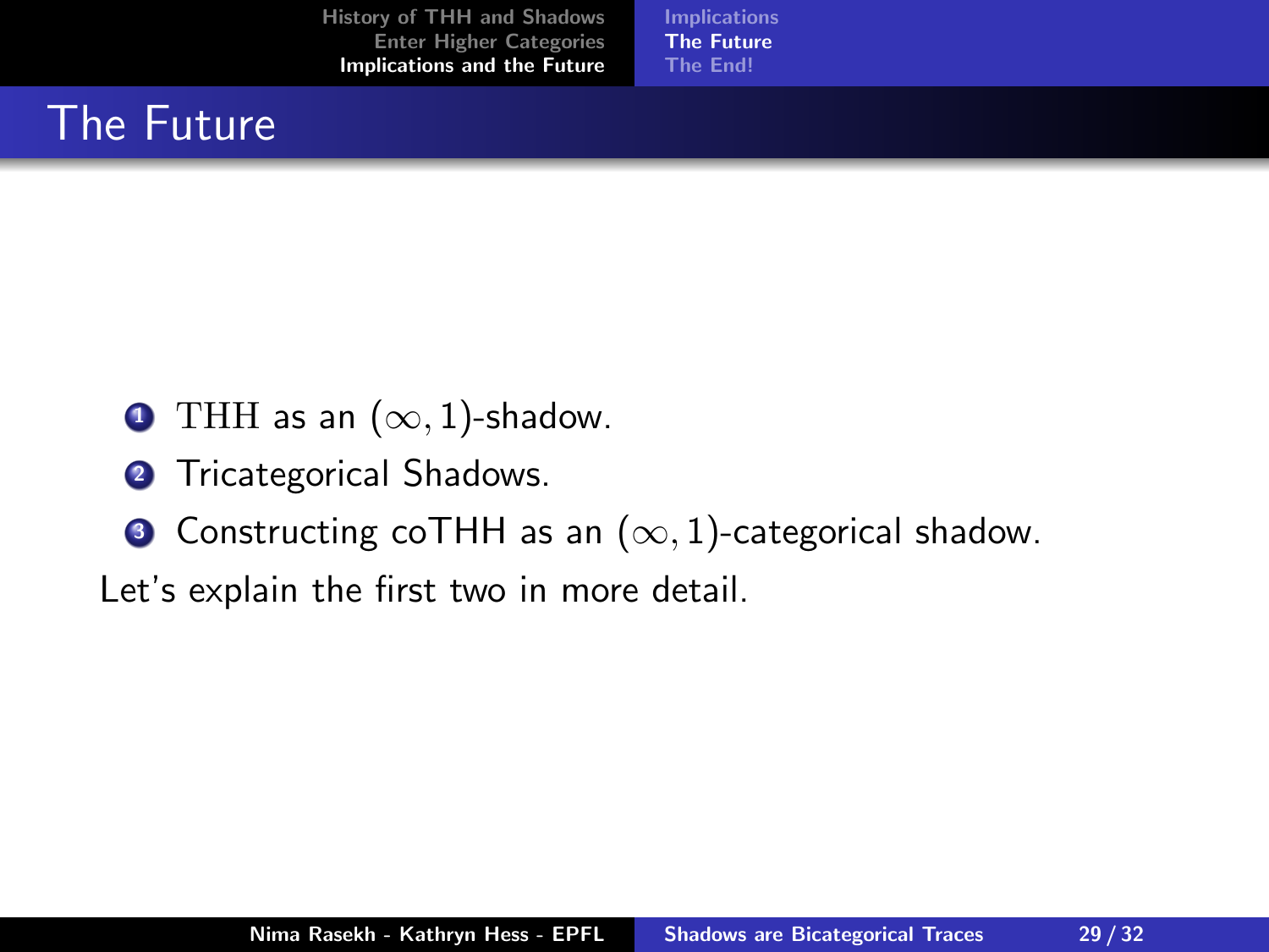# The Future

1. THH as an $(\infty, 1)$-shadow.
2. Tricategorical Shadows.
3. Constructing coTHH as an $(\infty, 1)$-categorical shadow.

Let's explain the first two in more detail.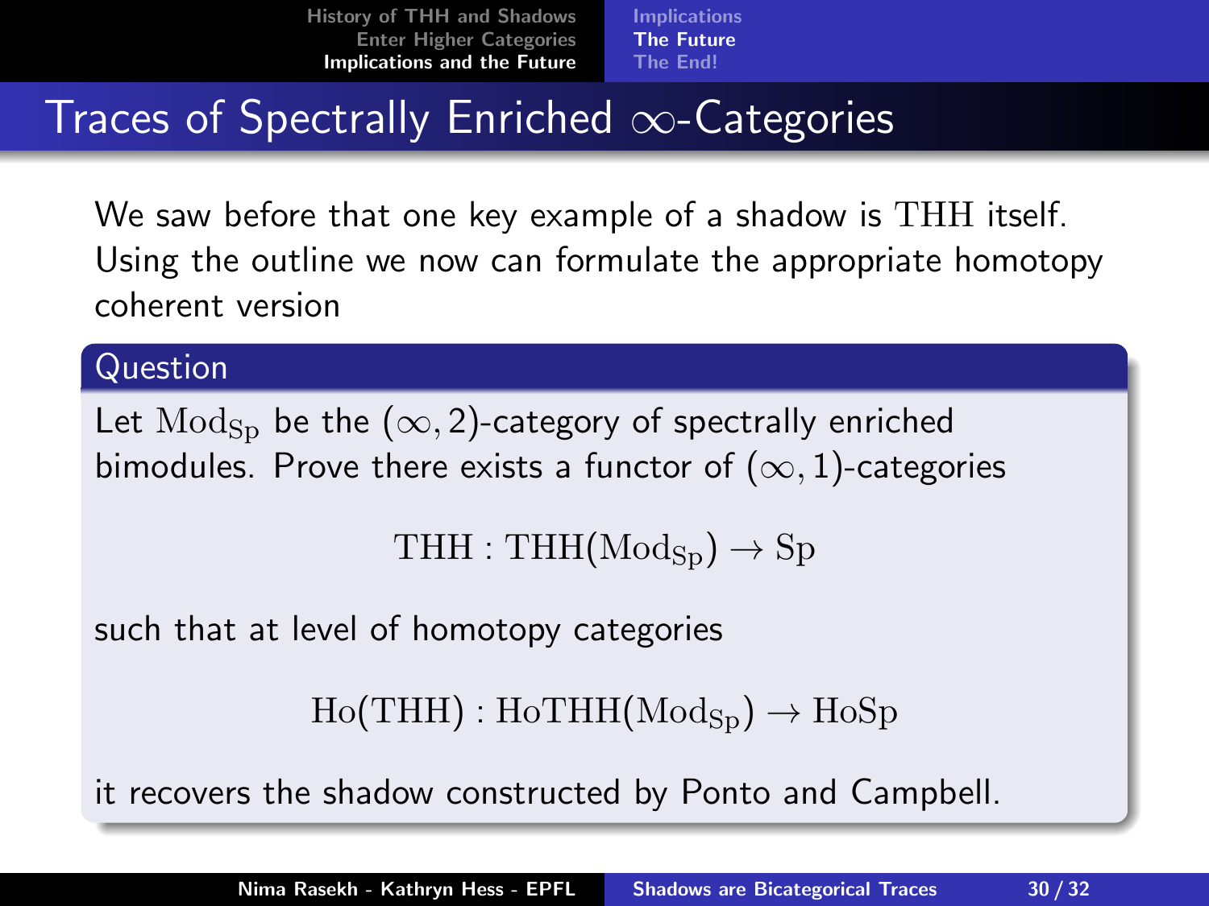# Traces of Spectrally Enriched $\infty$-Categories

We saw before that one key example of a shadow is $\mathrm{THH}$ itself. Using the outline we now can formulate the appropriate homotopy coherent version

**Question**

Let $\mathrm{Mod}_{\mathrm{Sp}}$ be the $(\infty, 2)$-category of spectrally enriched bimodules. Prove there exists a functor of $(\infty, 1)$-categories

$$\mathrm{THH} : \mathrm{THH}(\mathrm{Mod}_{\mathrm{Sp}}) \to \mathrm{Sp}$$

such that at level of homotopy categories

$$\mathrm{Ho}(\mathrm{THH}) : \mathrm{HoTHH}(\mathrm{Mod}_{\mathrm{Sp}}) \to \mathrm{HoSp}$$

it recovers the shadow constructed by Ponto and Campbell.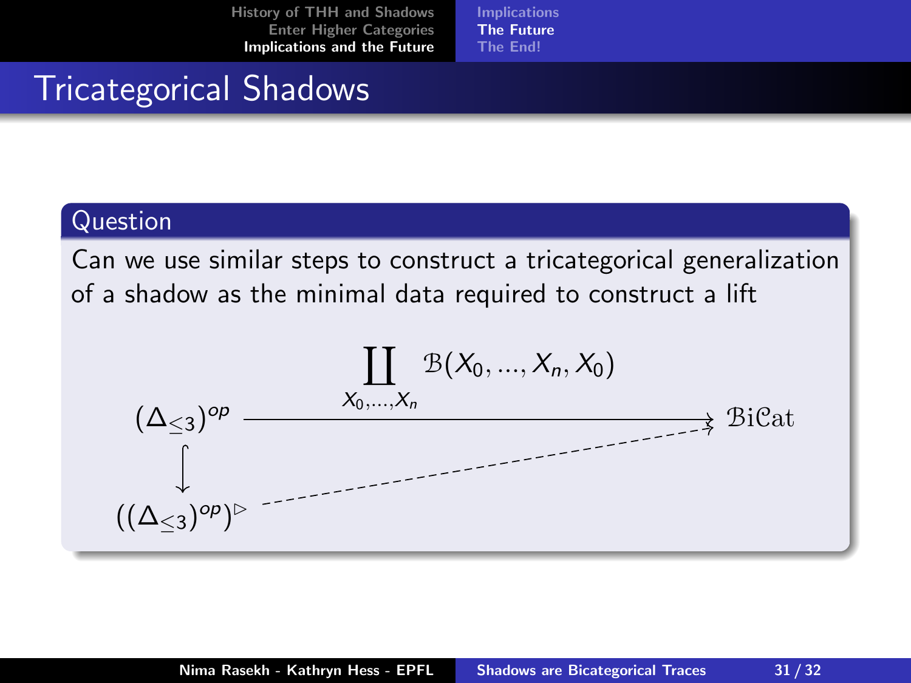# Tricategorical Shadows

## Question

Can we use similar steps to construct a tricategorical generalization of a shadow as the minimal data required to construct a lift

$$
\begin{array}{ccc}
(\Delta_{\leq 3})^{op} & \xrightarrow{\displaystyle\coprod_{X_0,\dots,X_n} \mathcal{B}(X_0, \dots, X_n, X_0)} & \mathcal{B}i\mathcal{C}at \\
\big\downarrow & \nearrow & \\
((\Delta_{\leq 3})^{op})^{\triangleright} & &
\end{array}
$$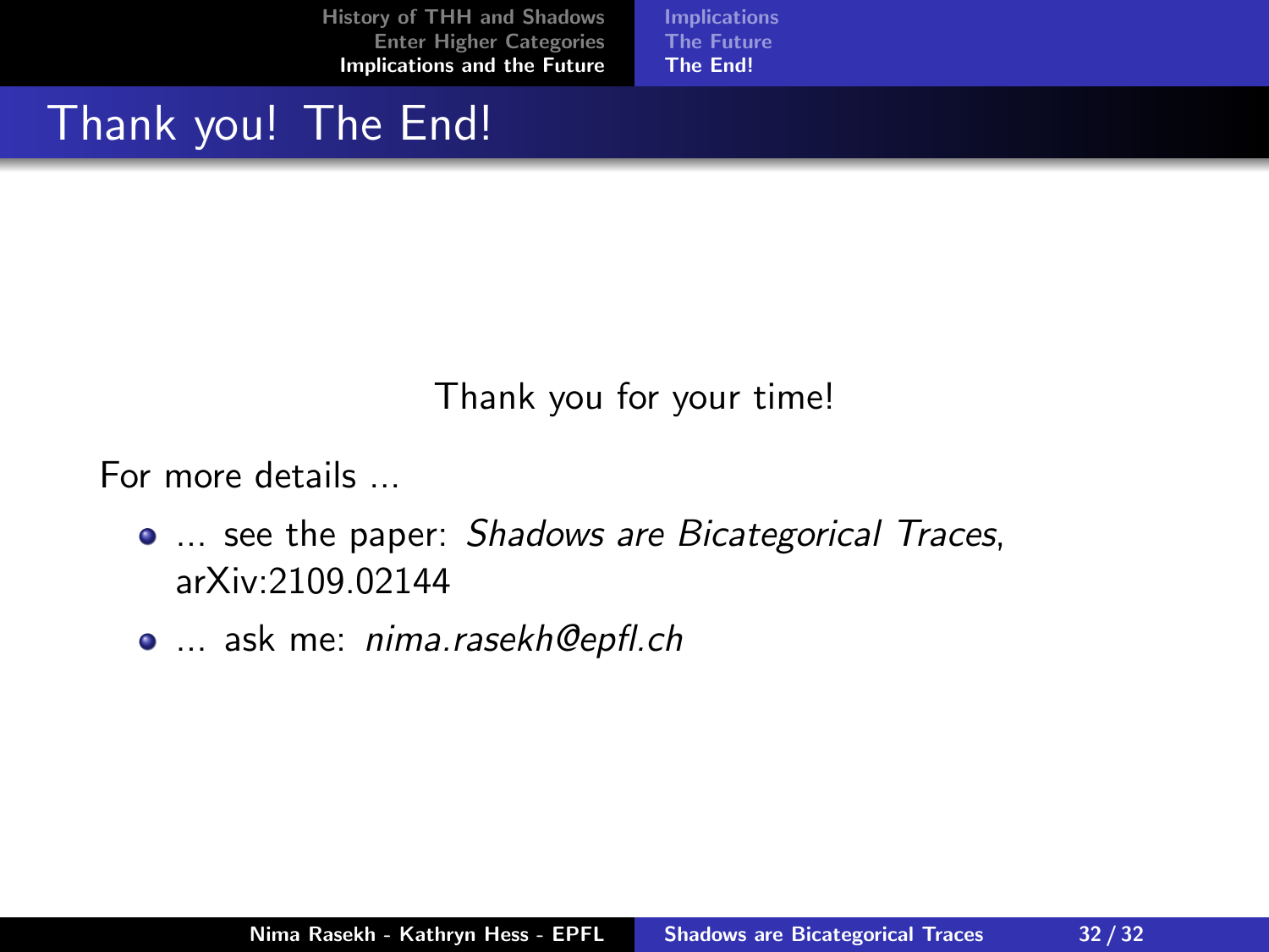# Thank you! The End!

Thank you for your time!

For more details ...

- ... see the paper: *Shadows are Bicategorical Traces*, arXiv:2109.02144
- ... ask me: *nima.rasekh@epfl.ch*